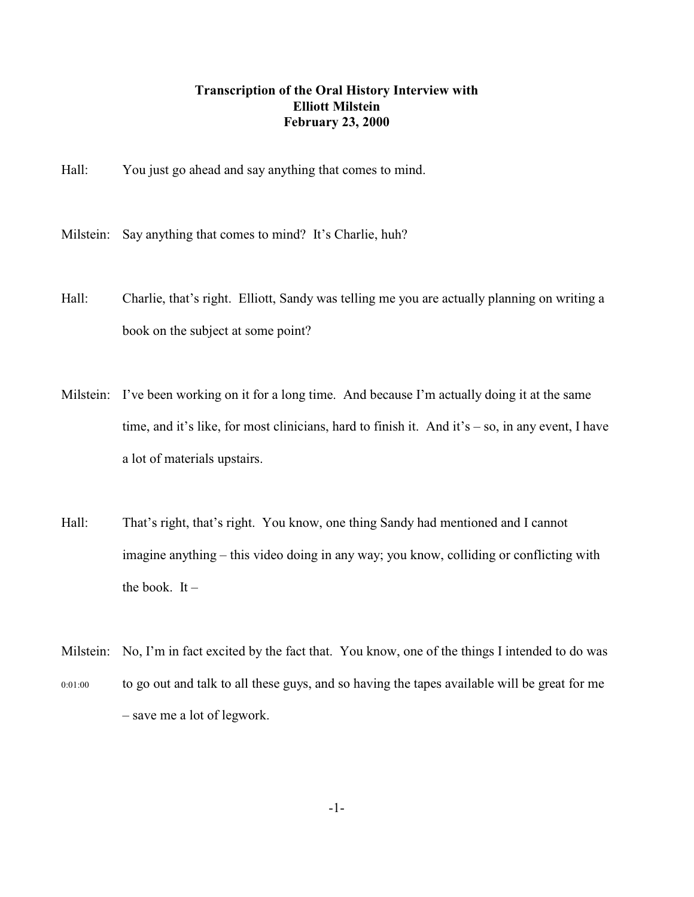**Transcription of the Oral History Interview with**
**Elliott Milstein**
**February 23, 2000**

Hall: You just go ahead and say anything that comes to mind.

Milstein: Say anything that comes to mind? It's Charlie, huh?

Hall: Charlie, that's right. Elliott, Sandy was telling me you are actually planning on writing a book on the subject at some point?

Milstein: I've been working on it for a long time. And because I'm actually doing it at the same time, and it's like, for most clinicians, hard to finish it. And it's – so, in any event, I have a lot of materials upstairs.

Hall: That's right, that's right. You know, one thing Sandy had mentioned and I cannot imagine anything – this video doing in any way; you know, colliding or conflicting with the book. It –

Milstein: No, I'm in fact excited by the fact that. You know, one of the things I intended to do was

0:01:00 to go out and talk to all these guys, and so having the tapes available will be great for me – save me a lot of legwork.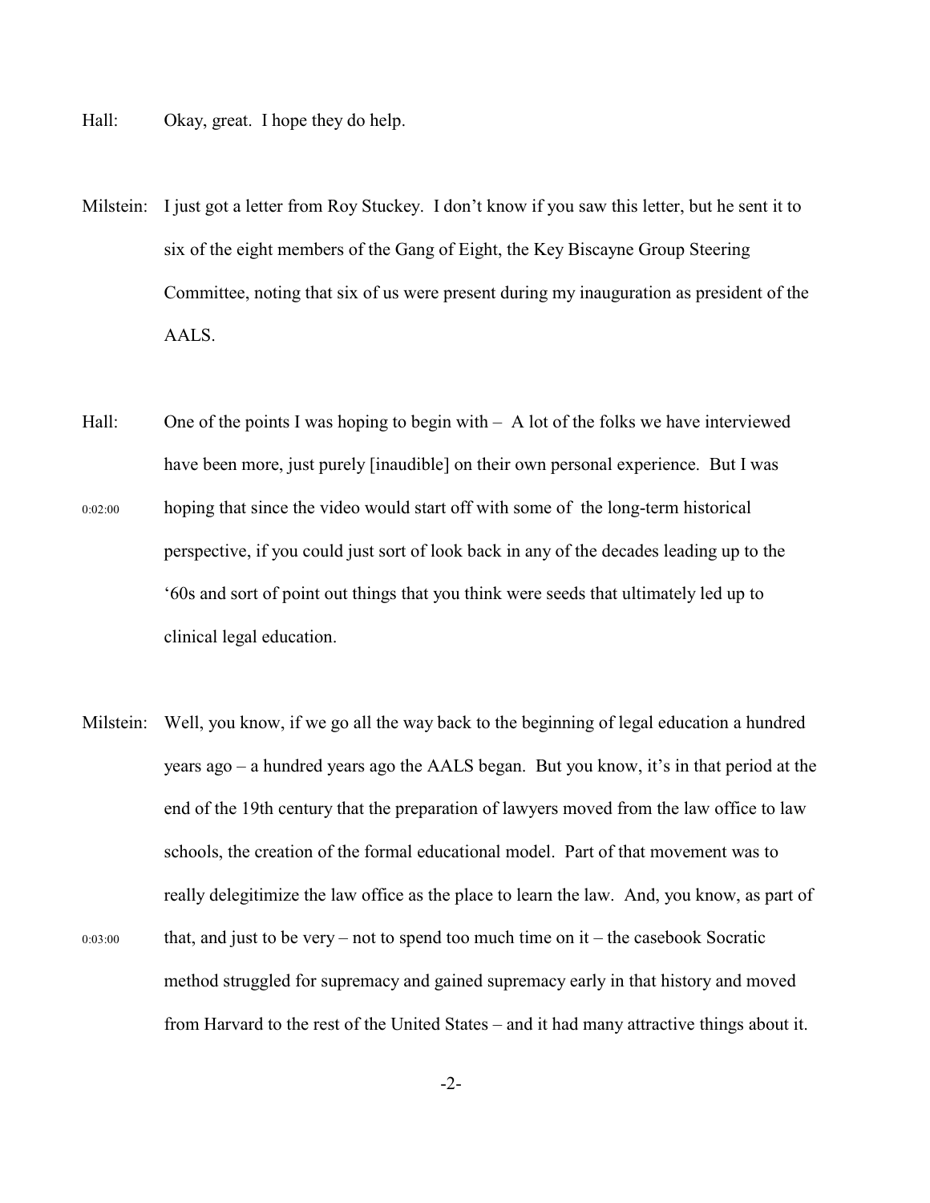Hall: Okay, great. I hope they do help.

Milstein: I just got a letter from Roy Stuckey. I don't know if you saw this letter, but he sent it to six of the eight members of the Gang of Eight, the Key Biscayne Group Steering Committee, noting that six of us were present during my inauguration as president of the AALS.

Hall: One of the points I was hoping to begin with – A lot of the folks we have interviewed have been more, just purely [inaudible] on their own personal experience. But I was hoping that since the video would start off with some of the long-term historical perspective, if you could just sort of look back in any of the decades leading up to the '60s and sort of point out things that you think were seeds that ultimately led up to clinical legal education.

0:02:00

Milstein: Well, you know, if we go all the way back to the beginning of legal education a hundred years ago – a hundred years ago the AALS began. But you know, it's in that period at the end of the 19th century that the preparation of lawyers moved from the law office to law schools, the creation of the formal educational model. Part of that movement was to really delegitimize the law office as the place to learn the law. And, you know, as part of that, and just to be very – not to spend too much time on it – the casebook Socratic method struggled for supremacy and gained supremacy early in that history and moved from Harvard to the rest of the United States – and it had many attractive things about it.

0:03:00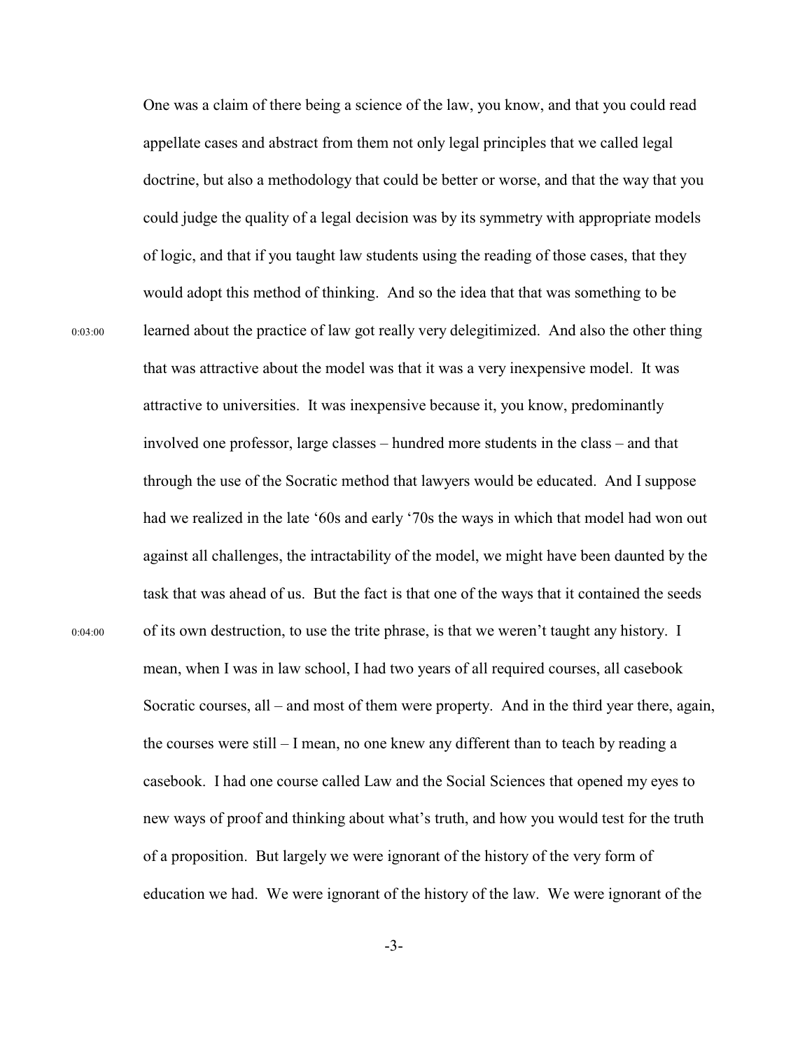One was a claim of there being a science of the law, you know, and that you could read appellate cases and abstract from them not only legal principles that we called legal doctrine, but also a methodology that could be better or worse, and that the way that you could judge the quality of a legal decision was by its symmetry with appropriate models of logic, and that if you taught law students using the reading of those cases, that they would adopt this method of thinking. And so the idea that that was something to be learned about the practice of law got really very delegitimized. And also the other thing that was attractive about the model was that it was a very inexpensive model. It was attractive to universities. It was inexpensive because it, you know, predominantly involved one professor, large classes – hundred more students in the class – and that through the use of the Socratic method that lawyers would be educated. And I suppose had we realized in the late '60s and early '70s the ways in which that model had won out against all challenges, the intractability of the model, we might have been daunted by the task that was ahead of us. But the fact is that one of the ways that it contained the seeds of its own destruction, to use the trite phrase, is that we weren't taught any history. I mean, when I was in law school, I had two years of all required courses, all casebook Socratic courses, all – and most of them were property. And in the third year there, again, the courses were still – I mean, no one knew any different than to teach by reading a casebook. I had one course called Law and the Social Sciences that opened my eyes to new ways of proof and thinking about what's truth, and how you would test for the truth of a proposition. But largely we were ignorant of the history of the very form of education we had. We were ignorant of the history of the law. We were ignorant of the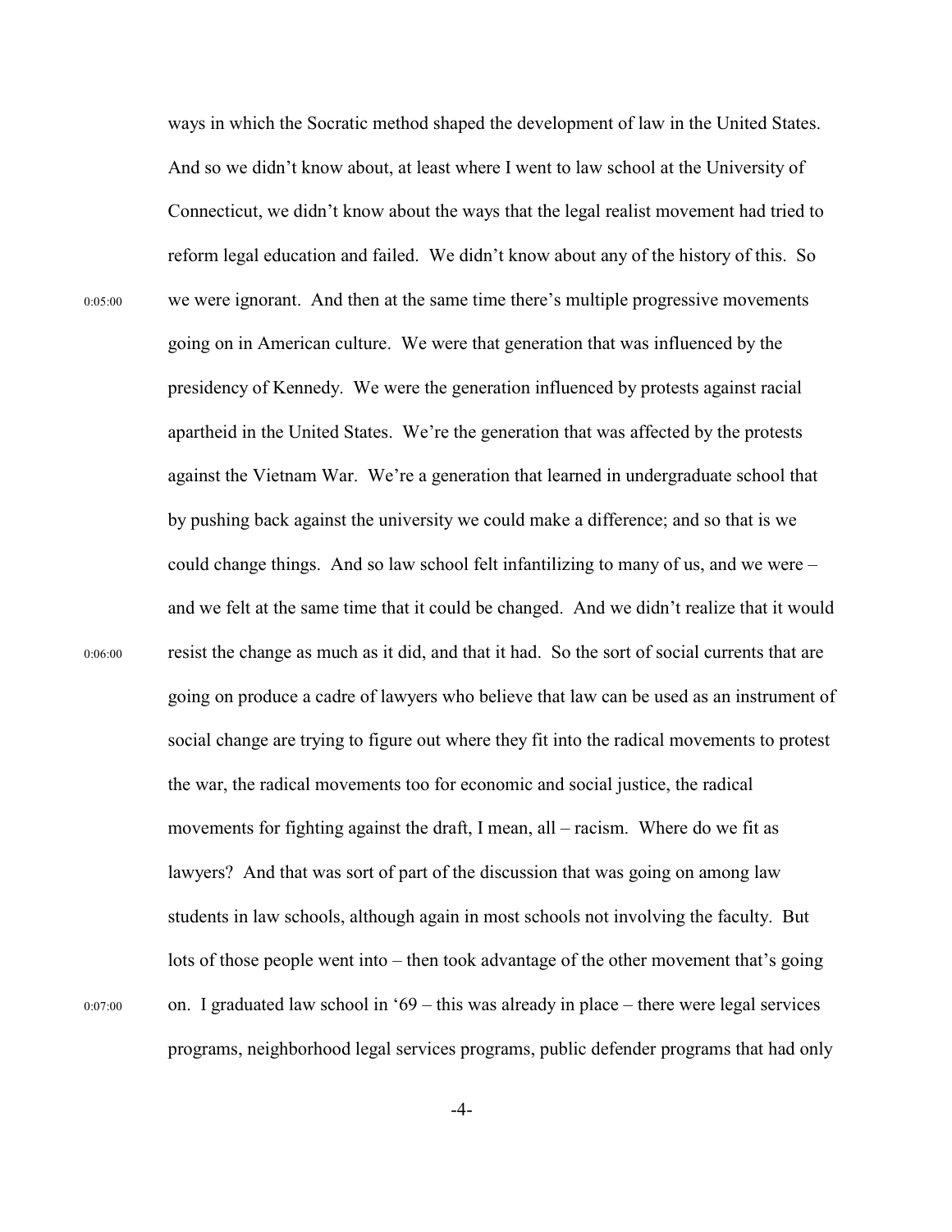ways in which the Socratic method shaped the development of law in the United States. And so we didn't know about, at least where I went to law school at the University of Connecticut, we didn't know about the ways that the legal realist movement had tried to reform legal education and failed. We didn't know about any of the history of this. So we were ignorant. And then at the same time there's multiple progressive movements going on in American culture. We were that generation that was influenced by the presidency of Kennedy. We were the generation influenced by protests against racial apartheid in the United States. We're the generation that was affected by the protests against the Vietnam War. We're a generation that learned in undergraduate school that by pushing back against the university we could make a difference; and so that is we could change things. And so law school felt infantilizing to many of us, and we were – and we felt at the same time that it could be changed. And we didn't realize that it would resist the change as much as it did, and that it had. So the sort of social currents that are going on produce a cadre of lawyers who believe that law can be used as an instrument of social change are trying to figure out where they fit into the radical movements to protest the war, the radical movements too for economic and social justice, the radical movements for fighting against the draft, I mean, all – racism. Where do we fit as lawyers? And that was sort of part of the discussion that was going on among law students in law schools, although again in most schools not involving the faculty. But lots of those people went into – then took advantage of the other movement that's going on. I graduated law school in '69 – this was already in place – there were legal services programs, neighborhood legal services programs, public defender programs that had only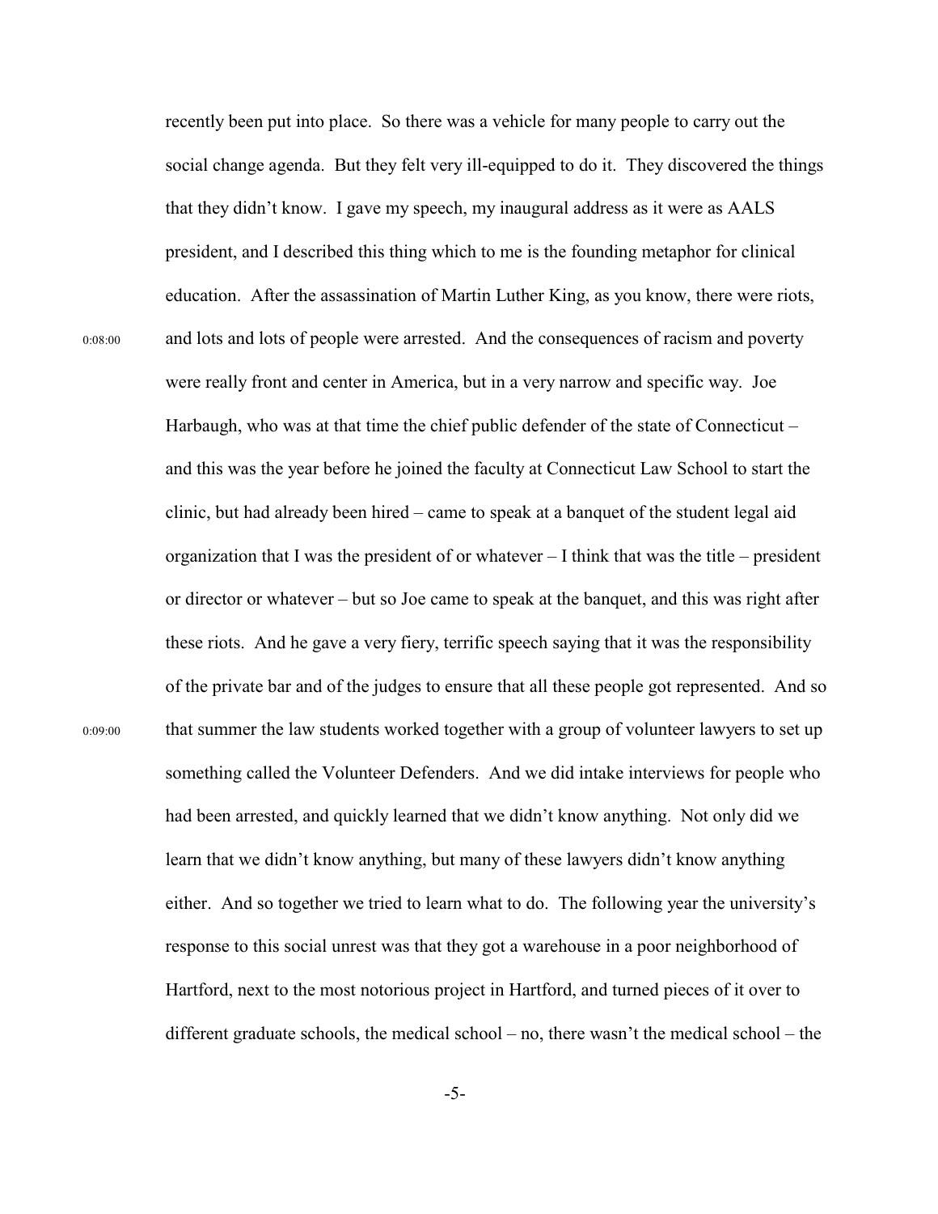recently been put into place. So there was a vehicle for many people to carry out the social change agenda. But they felt very ill-equipped to do it. They discovered the things that they didn't know. I gave my speech, my inaugural address as it were as AALS president, and I described this thing which to me is the founding metaphor for clinical education. After the assassination of Martin Luther King, as you know, there were riots,

0:08:00

and lots and lots of people were arrested. And the consequences of racism and poverty were really front and center in America, but in a very narrow and specific way. Joe Harbaugh, who was at that time the chief public defender of the state of Connecticut – and this was the year before he joined the faculty at Connecticut Law School to start the clinic, but had already been hired – came to speak at a banquet of the student legal aid organization that I was the president of or whatever – I think that was the title – president or director or whatever – but so Joe came to speak at the banquet, and this was right after these riots. And he gave a very fiery, terrific speech saying that it was the responsibility of the private bar and of the judges to ensure that all these people got represented. And so

0:09:00

that summer the law students worked together with a group of volunteer lawyers to set up something called the Volunteer Defenders. And we did intake interviews for people who had been arrested, and quickly learned that we didn't know anything. Not only did we learn that we didn't know anything, but many of these lawyers didn't know anything either. And so together we tried to learn what to do. The following year the university's response to this social unrest was that they got a warehouse in a poor neighborhood of Hartford, next to the most notorious project in Hartford, and turned pieces of it over to different graduate schools, the medical school – no, there wasn't the medical school – the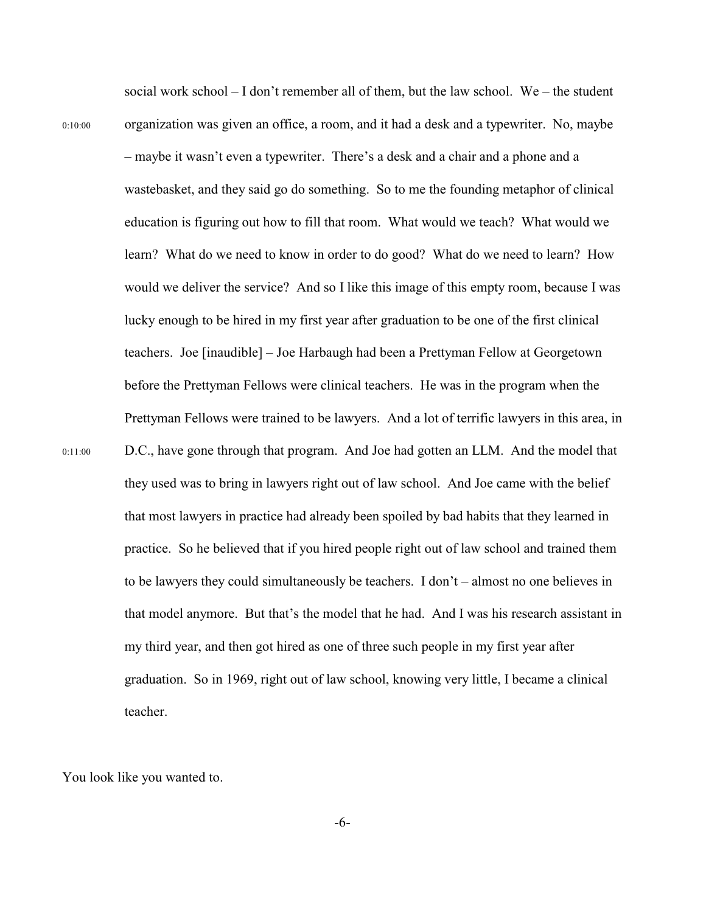0:10:00

social work school – I don't remember all of them, but the law school. We – the student organization was given an office, a room, and it had a desk and a typewriter. No, maybe – maybe it wasn't even a typewriter. There's a desk and a chair and a phone and a wastebasket, and they said go do something. So to me the founding metaphor of clinical education is figuring out how to fill that room. What would we teach? What would we learn? What do we need to know in order to do good? What do we need to learn? How would we deliver the service? And so I like this image of this empty room, because I was lucky enough to be hired in my first year after graduation to be one of the first clinical teachers. Joe [inaudible] – Joe Harbaugh had been a Prettyman Fellow at Georgetown before the Prettyman Fellows were clinical teachers. He was in the program when the Prettyman Fellows were trained to be lawyers. And a lot of terrific lawyers in this area, in D.C., have gone through that program. And Joe had gotten an LLM. And the model that they used was to bring in lawyers right out of law school. And Joe came with the belief that most lawyers in practice had already been spoiled by bad habits that they learned in practice. So he believed that if you hired people right out of law school and trained them to be lawyers they could simultaneously be teachers. I don't – almost no one believes in that model anymore. But that's the model that he had. And I was his research assistant in my third year, and then got hired as one of three such people in my first year after graduation. So in 1969, right out of law school, knowing very little, I became a clinical teacher.

0:11:00

You look like you wanted to.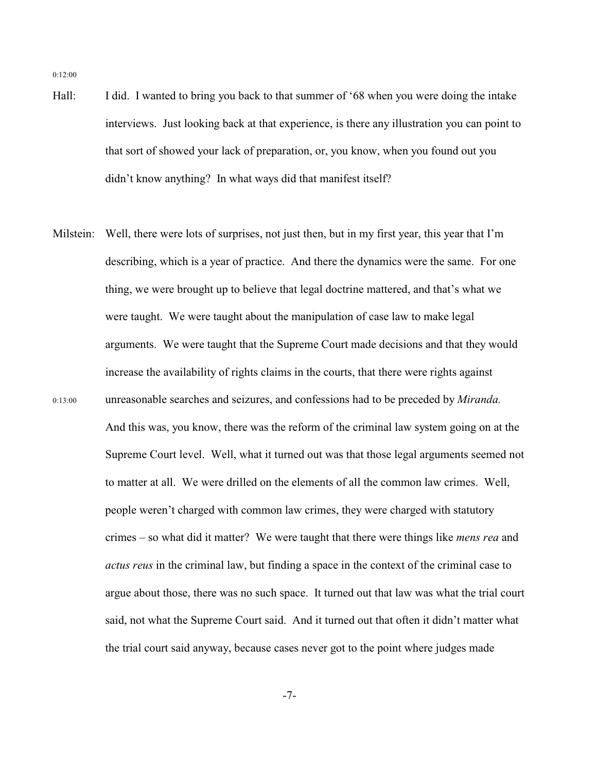0:12:00

Hall: I did. I wanted to bring you back to that summer of '68 when you were doing the intake interviews. Just looking back at that experience, is there any illustration you can point to that sort of showed your lack of preparation, or, you know, when you found out you didn't know anything? In what ways did that manifest itself?

Milstein: Well, there were lots of surprises, not just then, but in my first year, this year that I'm describing, which is a year of practice. And there the dynamics were the same. For one thing, we were brought up to believe that legal doctrine mattered, and that's what we were taught. We were taught about the manipulation of case law to make legal arguments. We were taught that the Supreme Court made decisions and that they would increase the availability of rights claims in the courts, that there were rights against unreasonable searches and seizures, and confessions had to be preceded by *Miranda.* And this was, you know, there was the reform of the criminal law system going on at the Supreme Court level. Well, what it turned out was that those legal arguments seemed not to matter at all. We were drilled on the elements of all the common law crimes. Well, people weren't charged with common law crimes, they were charged with statutory crimes – so what did it matter? We were taught that there were things like *mens rea* and *actus reus* in the criminal law, but finding a space in the context of the criminal case to argue about those, there was no such space. It turned out that law was what the trial court said, not what the Supreme Court said. And it turned out that often it didn't matter what the trial court said anyway, because cases never got to the point where judges made

0:13:00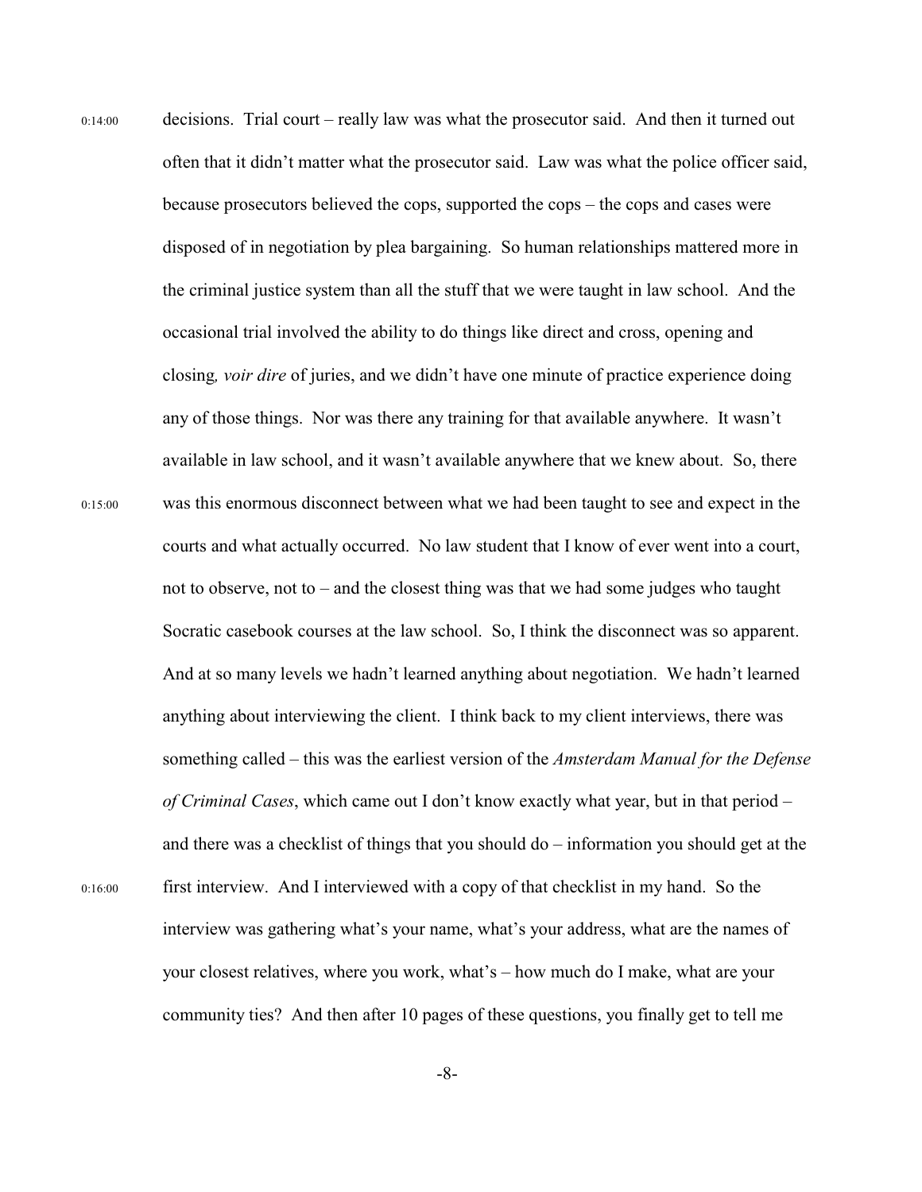0:14:00 decisions. Trial court – really law was what the prosecutor said. And then it turned out often that it didn't matter what the prosecutor said. Law was what the police officer said, because prosecutors believed the cops, supported the cops – the cops and cases were disposed of in negotiation by plea bargaining. So human relationships mattered more in the criminal justice system than all the stuff that we were taught in law school. And the occasional trial involved the ability to do things like direct and cross, opening and closing*, voir dire* of juries, and we didn't have one minute of practice experience doing any of those things. Nor was there any training for that available anywhere. It wasn't available in law school, and it wasn't available anywhere that we knew about. So, there

0:15:00 was this enormous disconnect between what we had been taught to see and expect in the courts and what actually occurred. No law student that I know of ever went into a court, not to observe, not to – and the closest thing was that we had some judges who taught Socratic casebook courses at the law school. So, I think the disconnect was so apparent. And at so many levels we hadn't learned anything about negotiation. We hadn't learned anything about interviewing the client. I think back to my client interviews, there was something called – this was the earliest version of the *Amsterdam Manual for the Defense of Criminal Cases*, which came out I don't know exactly what year, but in that period – and there was a checklist of things that you should do – information you should get at the

0:16:00 first interview. And I interviewed with a copy of that checklist in my hand. So the interview was gathering what's your name, what's your address, what are the names of your closest relatives, where you work, what's – how much do I make, what are your community ties? And then after 10 pages of these questions, you finally get to tell me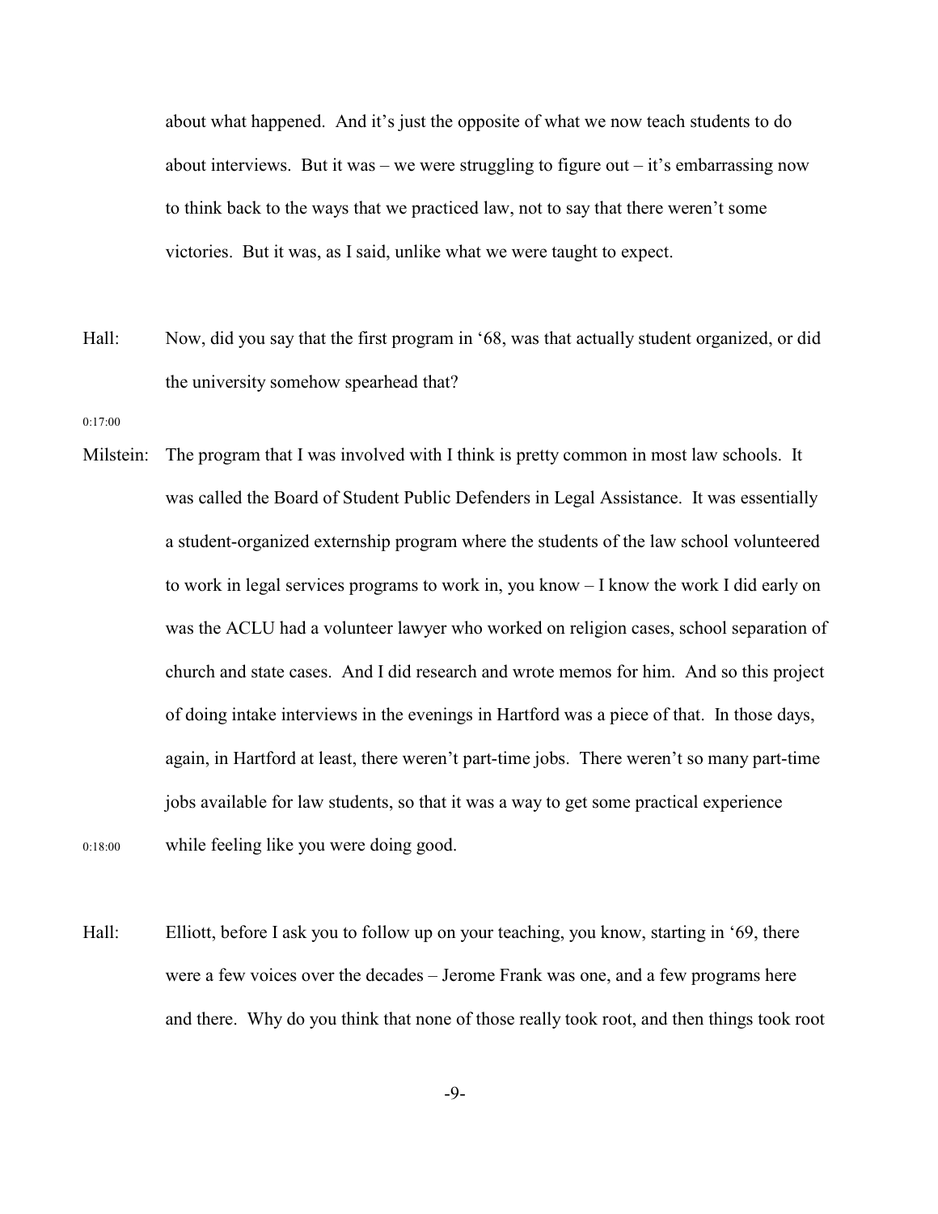about what happened. And it's just the opposite of what we now teach students to do about interviews. But it was – we were struggling to figure out – it's embarrassing now to think back to the ways that we practiced law, not to say that there weren't some victories. But it was, as I said, unlike what we were taught to expect.

Hall: Now, did you say that the first program in '68, was that actually student organized, or did the university somehow spearhead that?

0:17:00

Milstein: The program that I was involved with I think is pretty common in most law schools. It was called the Board of Student Public Defenders in Legal Assistance. It was essentially a student-organized externship program where the students of the law school volunteered to work in legal services programs to work in, you know – I know the work I did early on was the ACLU had a volunteer lawyer who worked on religion cases, school separation of church and state cases. And I did research and wrote memos for him. And so this project of doing intake interviews in the evenings in Hartford was a piece of that. In those days, again, in Hartford at least, there weren't part-time jobs. There weren't so many part-time jobs available for law students, so that it was a way to get some practical experience while feeling like you were doing good.

0:18:00

Hall: Elliott, before I ask you to follow up on your teaching, you know, starting in '69, there were a few voices over the decades – Jerome Frank was one, and a few programs here and there. Why do you think that none of those really took root, and then things took root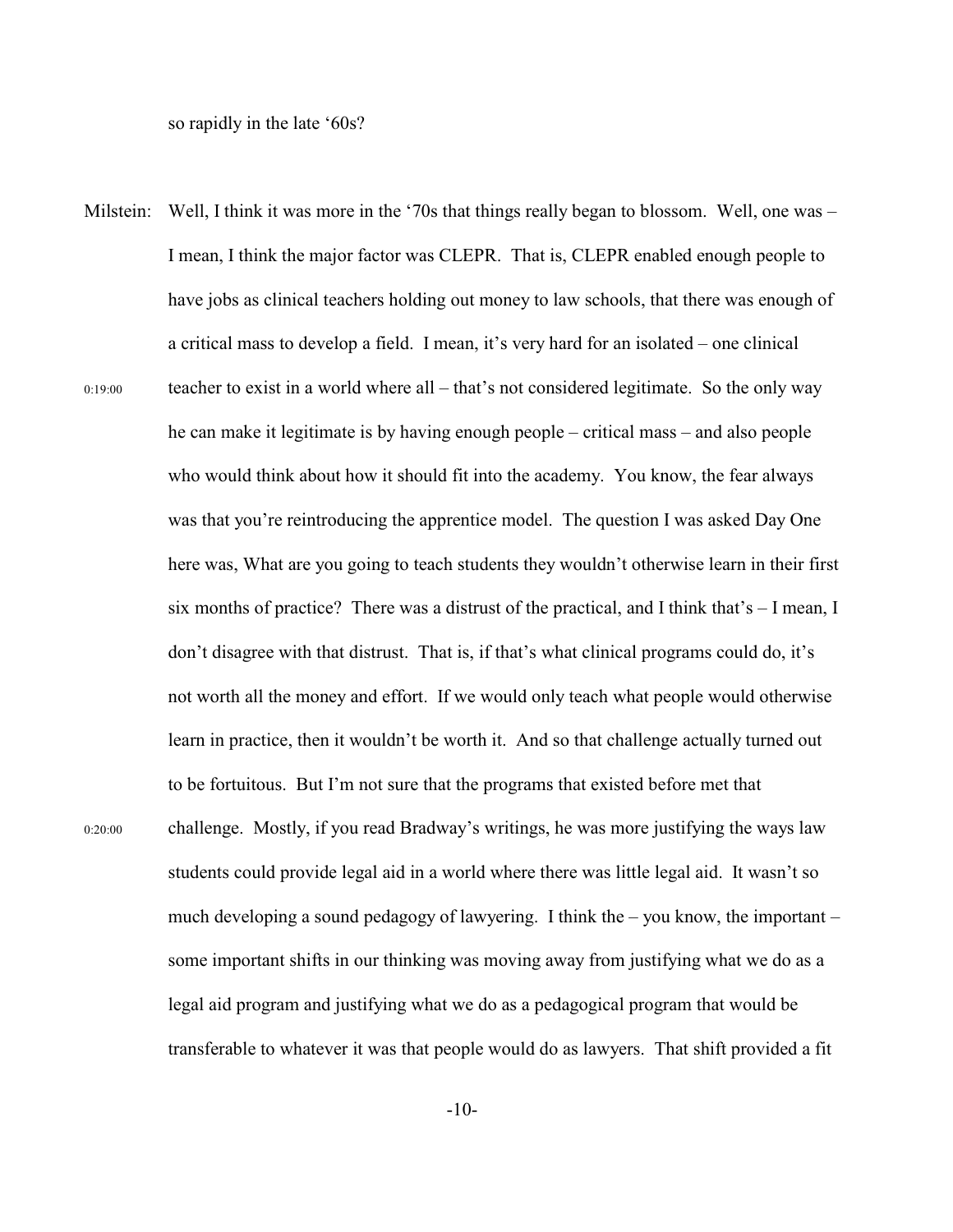so rapidly in the late '60s?

Milstein: Well, I think it was more in the '70s that things really began to blossom. Well, one was – I mean, I think the major factor was CLEPR. That is, CLEPR enabled enough people to have jobs as clinical teachers holding out money to law schools, that there was enough of a critical mass to develop a field. I mean, it's very hard for an isolated – one clinical teacher to exist in a world where all – that's not considered legitimate. So the only way he can make it legitimate is by having enough people – critical mass – and also people who would think about how it should fit into the academy. You know, the fear always was that you're reintroducing the apprentice model. The question I was asked Day One here was, What are you going to teach students they wouldn't otherwise learn in their first six months of practice? There was a distrust of the practical, and I think that's – I mean, I don't disagree with that distrust. That is, if that's what clinical programs could do, it's not worth all the money and effort. If we would only teach what people would otherwise learn in practice, then it wouldn't be worth it. And so that challenge actually turned out to be fortuitous. But I'm not sure that the programs that existed before met that challenge. Mostly, if you read Bradway's writings, he was more justifying the ways law students could provide legal aid in a world where there was little legal aid. It wasn't so much developing a sound pedagogy of lawyering. I think the – you know, the important – some important shifts in our thinking was moving away from justifying what we do as a legal aid program and justifying what we do as a pedagogical program that would be transferable to whatever it was that people would do as lawyers. That shift provided a fit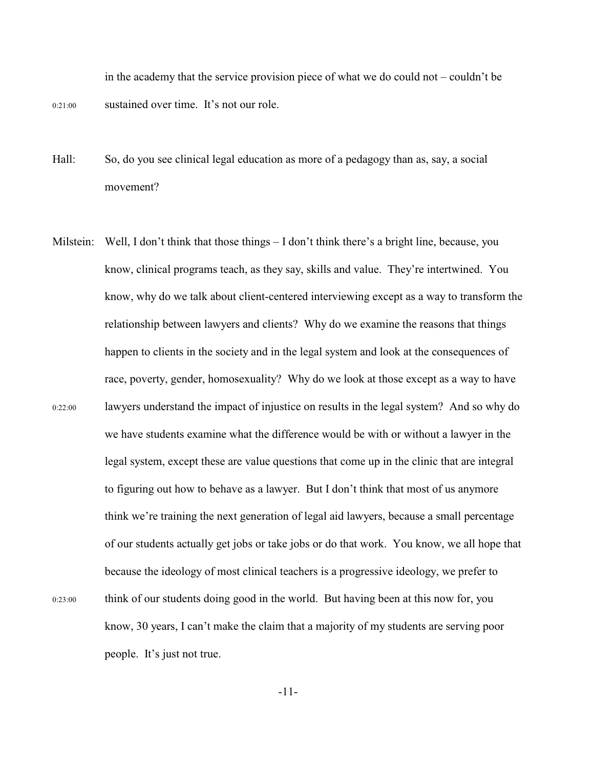in the academy that the service provision piece of what we do could not – couldn't be

0:21:00 sustained over time. It's not our role.

Hall: So, do you see clinical legal education as more of a pedagogy than as, say, a social movement?

Milstein: Well, I don't think that those things – I don't think there's a bright line, because, you know, clinical programs teach, as they say, skills and value. They're intertwined. You know, why do we talk about client-centered interviewing except as a way to transform the relationship between lawyers and clients? Why do we examine the reasons that things happen to clients in the society and in the legal system and look at the consequences of race, poverty, gender, homosexuality? Why do we look at those except as a way to have

0:22:00 lawyers understand the impact of injustice on results in the legal system? And so why do we have students examine what the difference would be with or without a lawyer in the legal system, except these are value questions that come up in the clinic that are integral to figuring out how to behave as a lawyer. But I don't think that most of us anymore think we're training the next generation of legal aid lawyers, because a small percentage of our students actually get jobs or take jobs or do that work. You know, we all hope that because the ideology of most clinical teachers is a progressive ideology, we prefer to

0:23:00 think of our students doing good in the world. But having been at this now for, you know, 30 years, I can't make the claim that a majority of my students are serving poor people. It's just not true.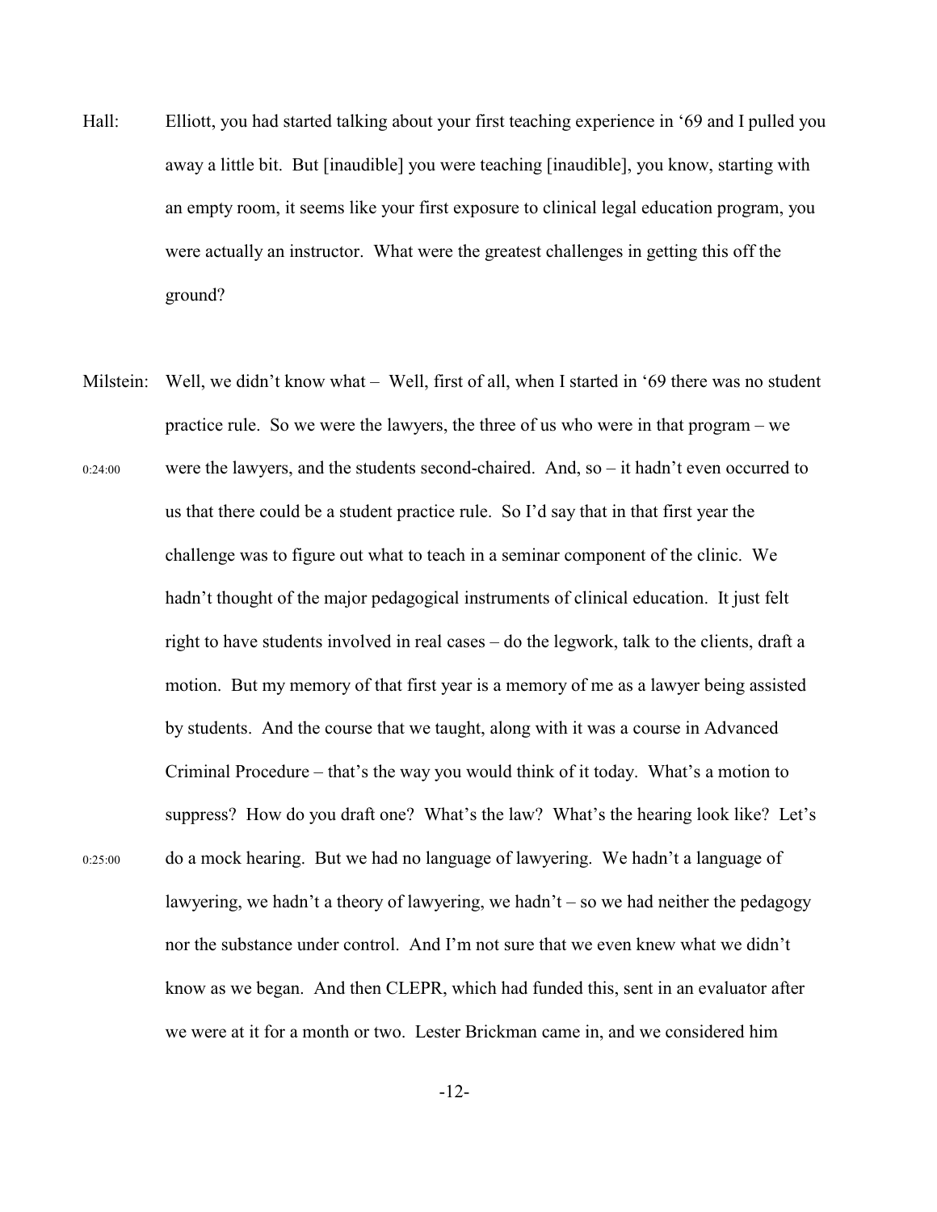Hall: Elliott, you had started talking about your first teaching experience in '69 and I pulled you away a little bit. But [inaudible] you were teaching [inaudible], you know, starting with an empty room, it seems like your first exposure to clinical legal education program, you were actually an instructor. What were the greatest challenges in getting this off the ground?

Milstein: Well, we didn't know what – Well, first of all, when I started in '69 there was no student practice rule. So we were the lawyers, the three of us who were in that program – we were the lawyers, and the students second-chaired. And, so – it hadn't even occurred to us that there could be a student practice rule. So I'd say that in that first year the challenge was to figure out what to teach in a seminar component of the clinic. We hadn't thought of the major pedagogical instruments of clinical education. It just felt right to have students involved in real cases – do the legwork, talk to the clients, draft a motion. But my memory of that first year is a memory of me as a lawyer being assisted by students. And the course that we taught, along with it was a course in Advanced Criminal Procedure – that's the way you would think of it today. What's a motion to suppress? How do you draft one? What's the law? What's the hearing look like? Let's do a mock hearing. But we had no language of lawyering. We hadn't a language of lawyering, we hadn't a theory of lawyering, we hadn't – so we had neither the pedagogy nor the substance under control. And I'm not sure that we even knew what we didn't know as we began. And then CLEPR, which had funded this, sent in an evaluator after we were at it for a month or two. Lester Brickman came in, and we considered him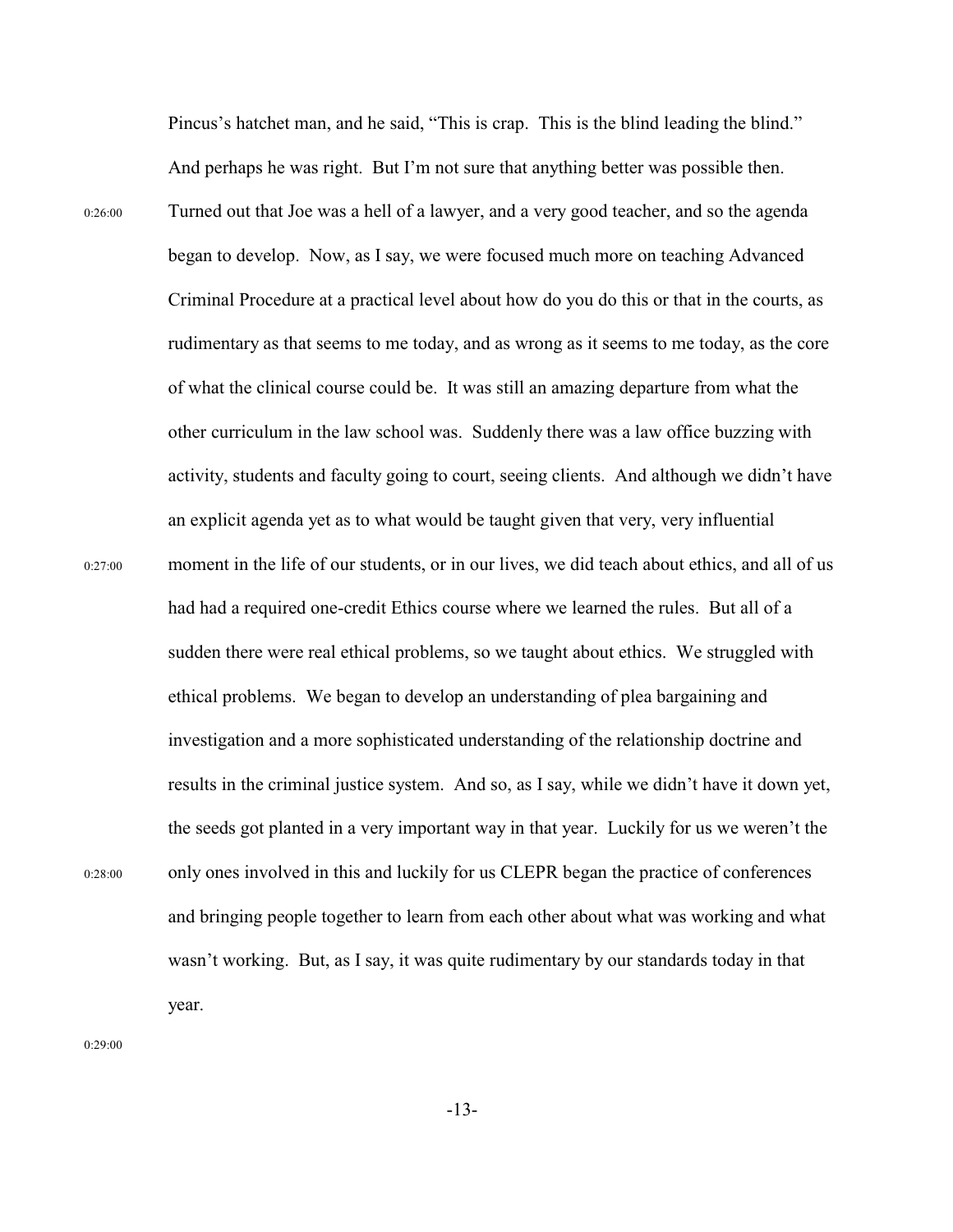Pincus's hatchet man, and he said, "This is crap. This is the blind leading the blind." And perhaps he was right. But I'm not sure that anything better was possible then.

0:26:00 Turned out that Joe was a hell of a lawyer, and a very good teacher, and so the agenda began to develop. Now, as I say, we were focused much more on teaching Advanced Criminal Procedure at a practical level about how do you do this or that in the courts, as rudimentary as that seems to me today, and as wrong as it seems to me today, as the core of what the clinical course could be. It was still an amazing departure from what the other curriculum in the law school was. Suddenly there was a law office buzzing with activity, students and faculty going to court, seeing clients. And although we didn't have an explicit agenda yet as to what would be taught given that very, very influential

0:27:00 moment in the life of our students, or in our lives, we did teach about ethics, and all of us had had a required one-credit Ethics course where we learned the rules. But all of a sudden there were real ethical problems, so we taught about ethics. We struggled with ethical problems. We began to develop an understanding of plea bargaining and investigation and a more sophisticated understanding of the relationship doctrine and results in the criminal justice system. And so, as I say, while we didn't have it down yet, the seeds got planted in a very important way in that year. Luckily for us we weren't the

0:28:00 only ones involved in this and luckily for us CLEPR began the practice of conferences and bringing people together to learn from each other about what was working and what wasn't working. But, as I say, it was quite rudimentary by our standards today in that year.

0:29:00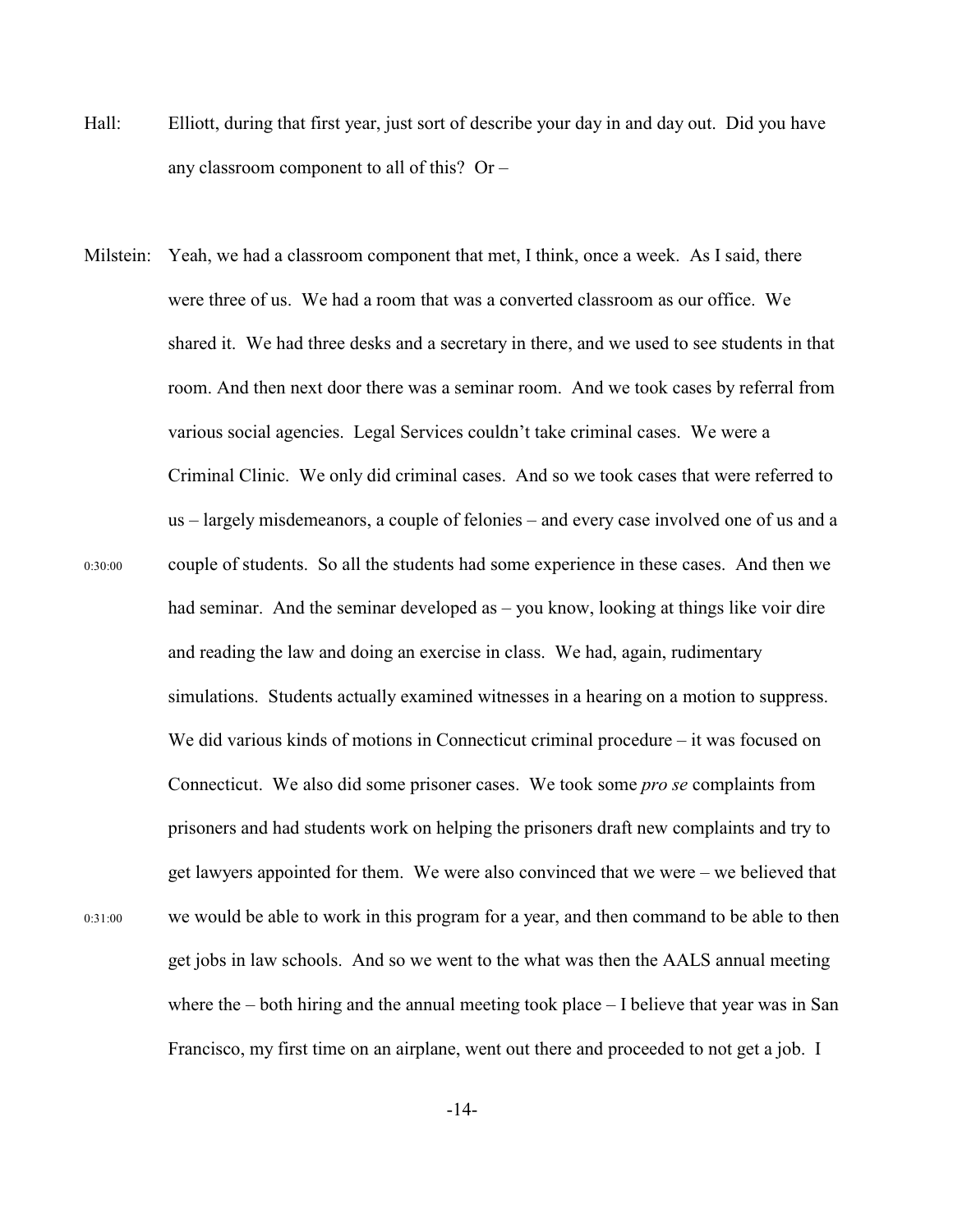Hall: Elliott, during that first year, just sort of describe your day in and day out. Did you have any classroom component to all of this? Or –

Milstein: Yeah, we had a classroom component that met, I think, once a week. As I said, there were three of us. We had a room that was a converted classroom as our office. We shared it. We had three desks and a secretary in there, and we used to see students in that room. And then next door there was a seminar room. And we took cases by referral from various social agencies. Legal Services couldn't take criminal cases. We were a Criminal Clinic. We only did criminal cases. And so we took cases that were referred to us – largely misdemeanors, a couple of felonies – and every case involved one of us and a couple of students. So all the students had some experience in these cases. And then we had seminar. And the seminar developed as – you know, looking at things like voir dire and reading the law and doing an exercise in class. We had, again, rudimentary simulations. Students actually examined witnesses in a hearing on a motion to suppress. We did various kinds of motions in Connecticut criminal procedure – it was focused on Connecticut. We also did some prisoner cases. We took some *pro se* complaints from prisoners and had students work on helping the prisoners draft new complaints and try to get lawyers appointed for them. We were also convinced that we were – we believed that we would be able to work in this program for a year, and then command to be able to then get jobs in law schools. And so we went to the what was then the AALS annual meeting where the – both hiring and the annual meeting took place – I believe that year was in San Francisco, my first time on an airplane, went out there and proceeded to not get a job. I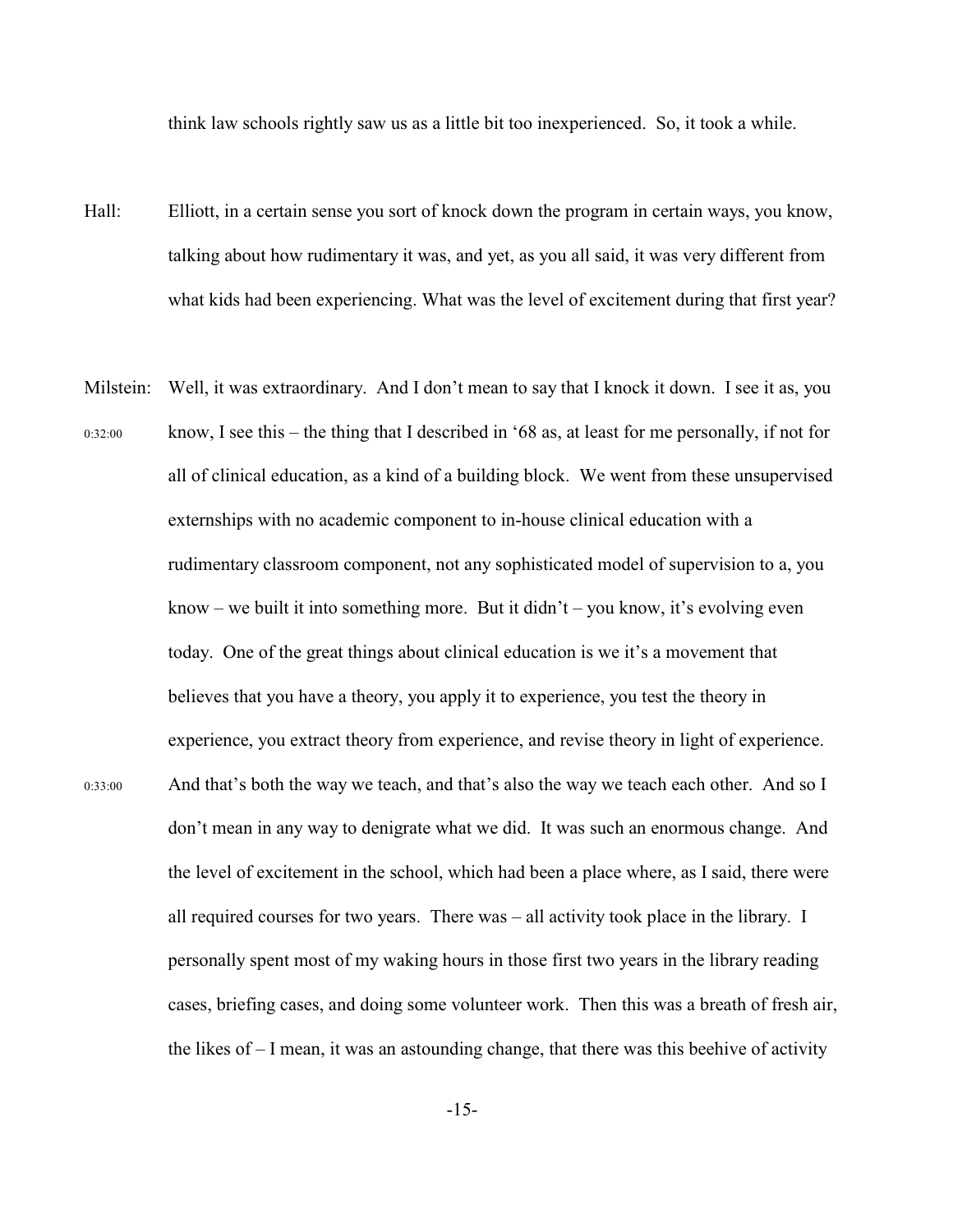think law schools rightly saw us as a little bit too inexperienced. So, it took a while.

Hall: Elliott, in a certain sense you sort of knock down the program in certain ways, you know, talking about how rudimentary it was, and yet, as you all said, it was very different from what kids had been experiencing. What was the level of excitement during that first year?

Milstein: Well, it was extraordinary. And I don't mean to say that I knock it down. I see it as, you

0:32:00 know, I see this – the thing that I described in '68 as, at least for me personally, if not for all of clinical education, as a kind of a building block. We went from these unsupervised externships with no academic component to in-house clinical education with a rudimentary classroom component, not any sophisticated model of supervision to a, you know – we built it into something more. But it didn't – you know, it's evolving even today. One of the great things about clinical education is we it's a movement that believes that you have a theory, you apply it to experience, you test the theory in experience, you extract theory from experience, and revise theory in light of experience.

0:33:00 And that's both the way we teach, and that's also the way we teach each other. And so I don't mean in any way to denigrate what we did. It was such an enormous change. And the level of excitement in the school, which had been a place where, as I said, there were all required courses for two years. There was – all activity took place in the library. I personally spent most of my waking hours in those first two years in the library reading cases, briefing cases, and doing some volunteer work. Then this was a breath of fresh air, the likes of – I mean, it was an astounding change, that there was this beehive of activity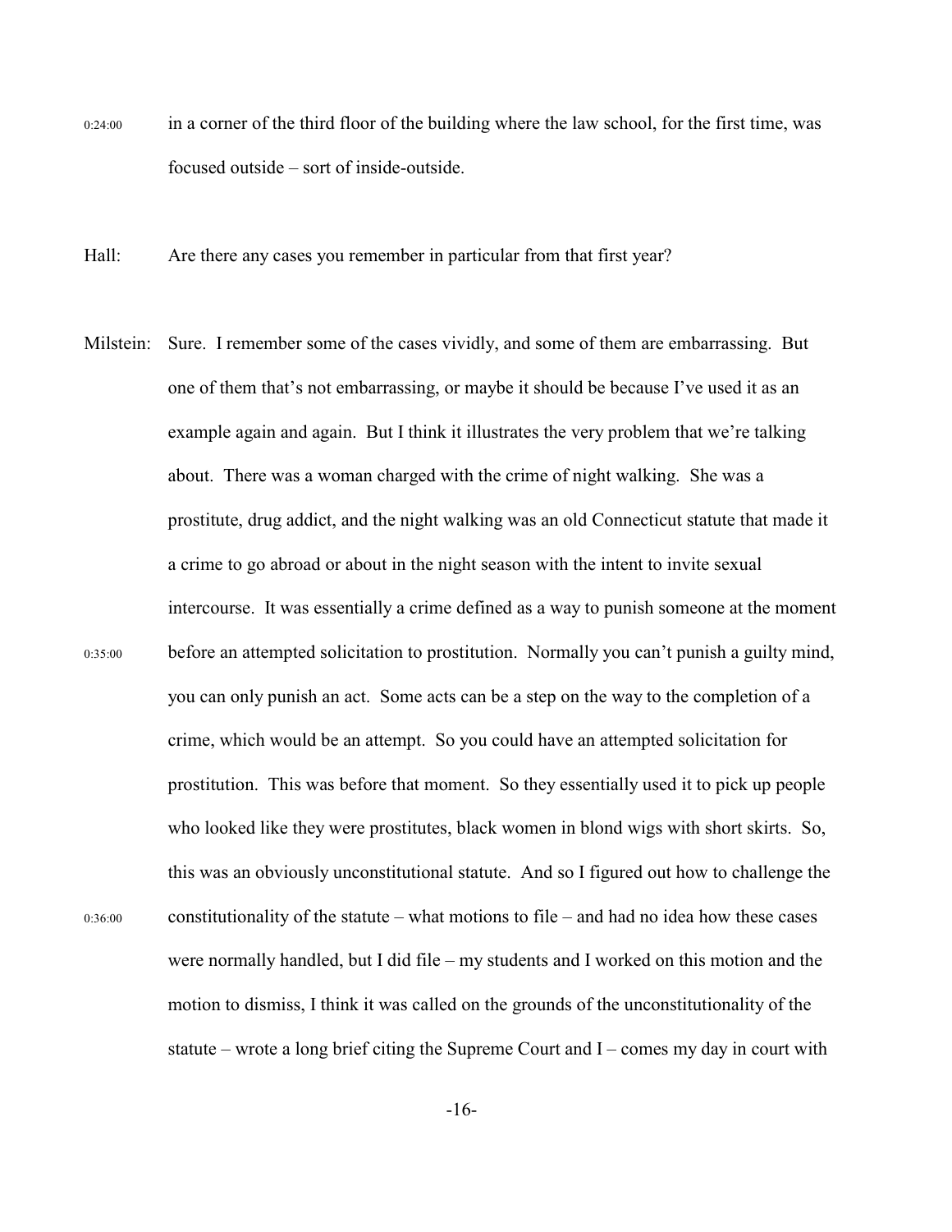0:24:00 in a corner of the third floor of the building where the law school, for the first time, was focused outside – sort of inside-outside.

Hall: Are there any cases you remember in particular from that first year?

Milstein: Sure. I remember some of the cases vividly, and some of them are embarrassing. But one of them that's not embarrassing, or maybe it should be because I've used it as an example again and again. But I think it illustrates the very problem that we're talking about. There was a woman charged with the crime of night walking. She was a prostitute, drug addict, and the night walking was an old Connecticut statute that made it a crime to go abroad or about in the night season with the intent to invite sexual intercourse. It was essentially a crime defined as a way to punish someone at the moment

0:35:00 before an attempted solicitation to prostitution. Normally you can't punish a guilty mind, you can only punish an act. Some acts can be a step on the way to the completion of a crime, which would be an attempt. So you could have an attempted solicitation for prostitution. This was before that moment. So they essentially used it to pick up people who looked like they were prostitutes, black women in blond wigs with short skirts. So, this was an obviously unconstitutional statute. And so I figured out how to challenge the

0:36:00 constitutionality of the statute – what motions to file – and had no idea how these cases were normally handled, but I did file – my students and I worked on this motion and the motion to dismiss, I think it was called on the grounds of the unconstitutionality of the statute – wrote a long brief citing the Supreme Court and I – comes my day in court with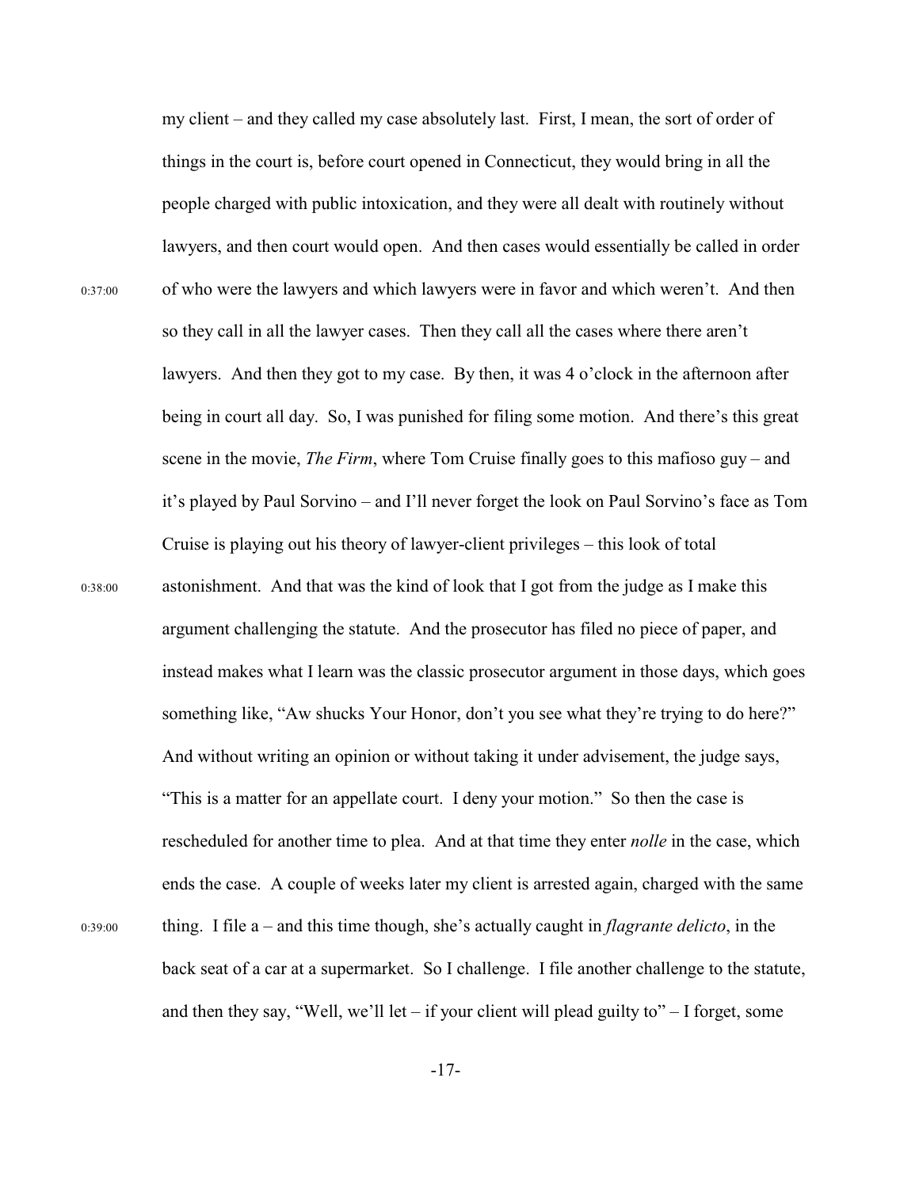my client – and they called my case absolutely last. First, I mean, the sort of order of things in the court is, before court opened in Connecticut, they would bring in all the people charged with public intoxication, and they were all dealt with routinely without lawyers, and then court would open. And then cases would essentially be called in order of who were the lawyers and which lawyers were in favor and which weren't. And then so they call in all the lawyer cases. Then they call all the cases where there aren't lawyers. And then they got to my case. By then, it was 4 o'clock in the afternoon after being in court all day. So, I was punished for filing some motion. And there's this great scene in the movie, *The Firm*, where Tom Cruise finally goes to this mafioso guy – and it's played by Paul Sorvino – and I'll never forget the look on Paul Sorvino's face as Tom Cruise is playing out his theory of lawyer-client privileges – this look of total astonishment. And that was the kind of look that I got from the judge as I make this argument challenging the statute. And the prosecutor has filed no piece of paper, and instead makes what I learn was the classic prosecutor argument in those days, which goes something like, "Aw shucks Your Honor, don't you see what they're trying to do here?" And without writing an opinion or without taking it under advisement, the judge says, "This is a matter for an appellate court. I deny your motion." So then the case is rescheduled for another time to plea. And at that time they enter *nolle* in the case, which ends the case. A couple of weeks later my client is arrested again, charged with the same thing. I file a – and this time though, she's actually caught in *flagrante delicto*, in the back seat of a car at a supermarket. So I challenge. I file another challenge to the statute, and then they say, "Well, we'll let – if your client will plead guilty to" – I forget, some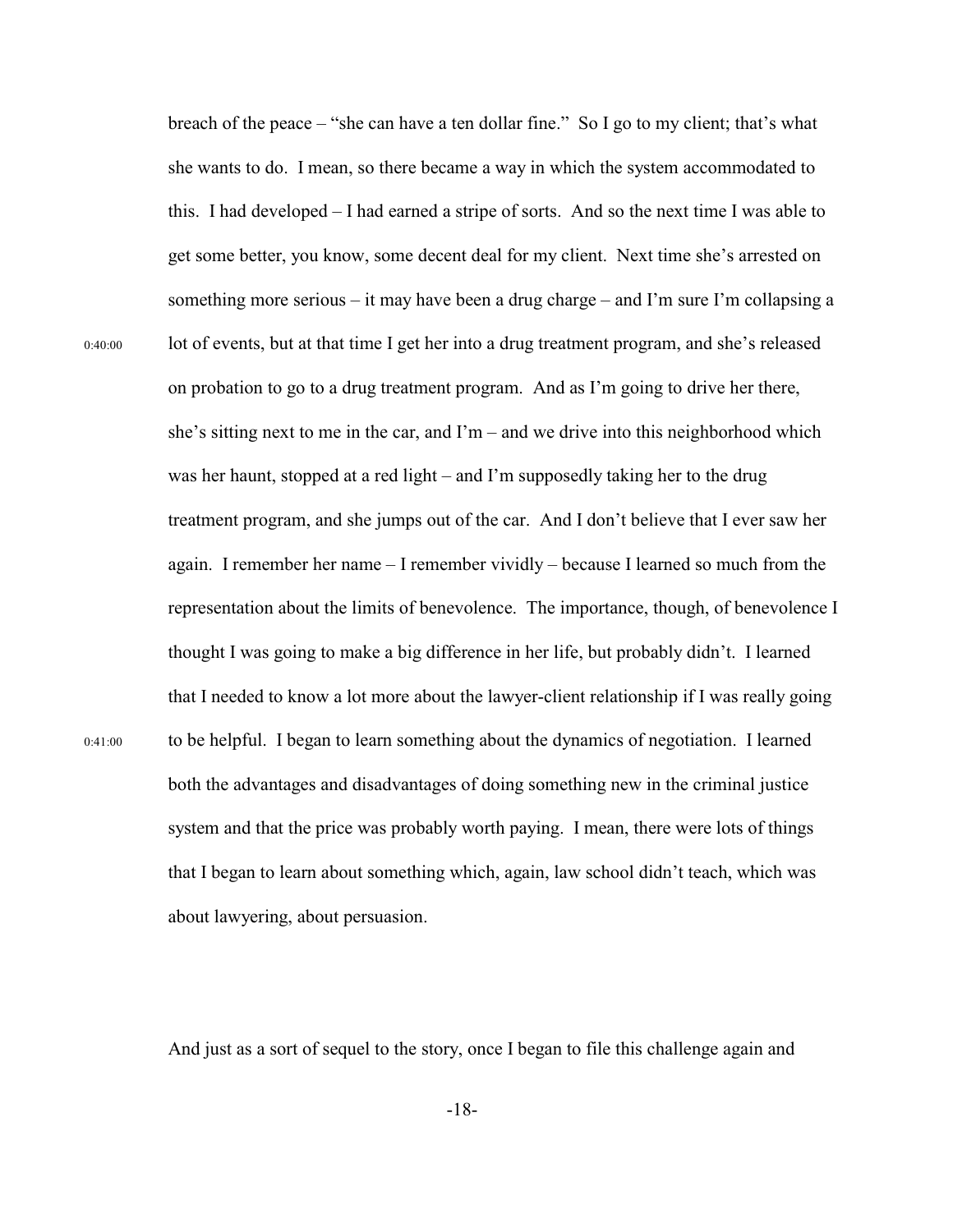breach of the peace – "she can have a ten dollar fine." So I go to my client; that's what she wants to do. I mean, so there became a way in which the system accommodated to this. I had developed – I had earned a stripe of sorts. And so the next time I was able to get some better, you know, some decent deal for my client. Next time she's arrested on something more serious – it may have been a drug charge – and I'm sure I'm collapsing a lot of events, but at that time I get her into a drug treatment program, and she's released on probation to go to a drug treatment program. And as I'm going to drive her there, she's sitting next to me in the car, and I'm – and we drive into this neighborhood which was her haunt, stopped at a red light – and I'm supposedly taking her to the drug treatment program, and she jumps out of the car. And I don't believe that I ever saw her again. I remember her name – I remember vividly – because I learned so much from the representation about the limits of benevolence. The importance, though, of benevolence I thought I was going to make a big difference in her life, but probably didn't. I learned that I needed to know a lot more about the lawyer-client relationship if I was really going to be helpful. I began to learn something about the dynamics of negotiation. I learned both the advantages and disadvantages of doing something new in the criminal justice system and that the price was probably worth paying. I mean, there were lots of things that I began to learn about something which, again, law school didn't teach, which was about lawyering, about persuasion.

0:40:00

0:41:00

And just as a sort of sequel to the story, once I began to file this challenge again and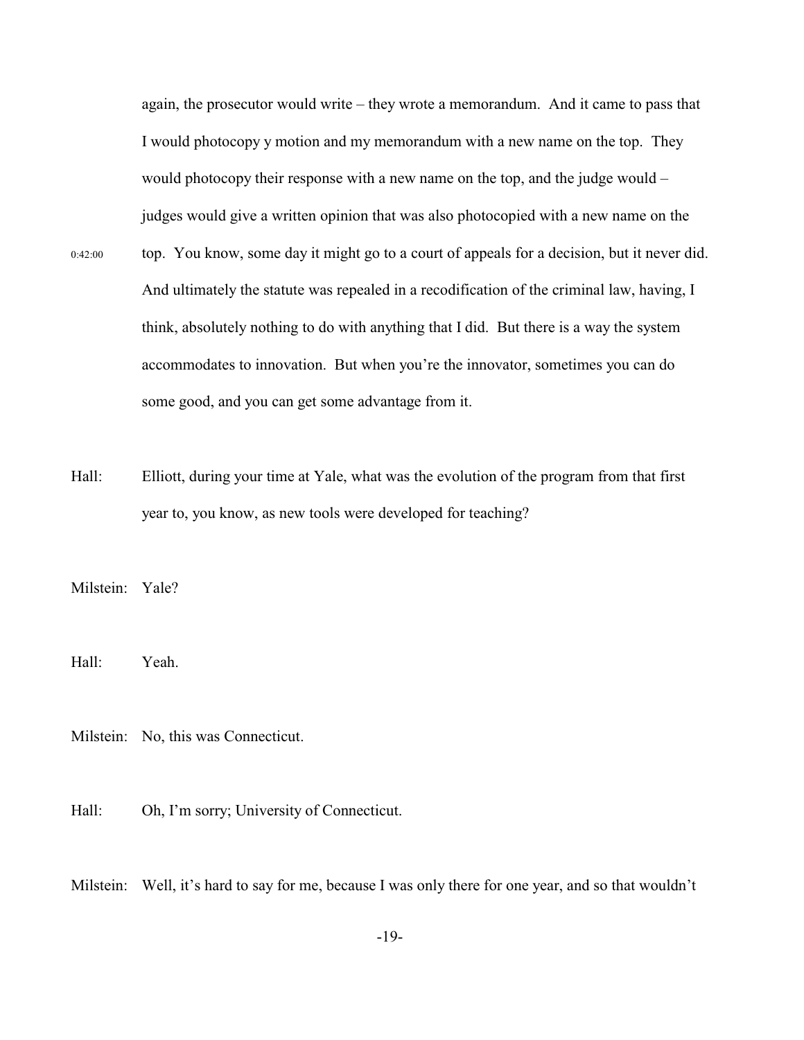again, the prosecutor would write – they wrote a memorandum. And it came to pass that I would photocopy y motion and my memorandum with a new name on the top. They would photocopy their response with a new name on the top, and the judge would – judges would give a written opinion that was also photocopied with a new name on the top. You know, some day it might go to a court of appeals for a decision, but it never did. And ultimately the statute was repealed in a recodification of the criminal law, having, I think, absolutely nothing to do with anything that I did. But there is a way the system accommodates to innovation. But when you're the innovator, sometimes you can do some good, and you can get some advantage from it.

0:42:00

Hall: Elliott, during your time at Yale, what was the evolution of the program from that first year to, you know, as new tools were developed for teaching?

Milstein: Yale?

Hall: Yeah.

Milstein: No, this was Connecticut.

Hall: Oh, I'm sorry; University of Connecticut.

Milstein: Well, it's hard to say for me, because I was only there for one year, and so that wouldn't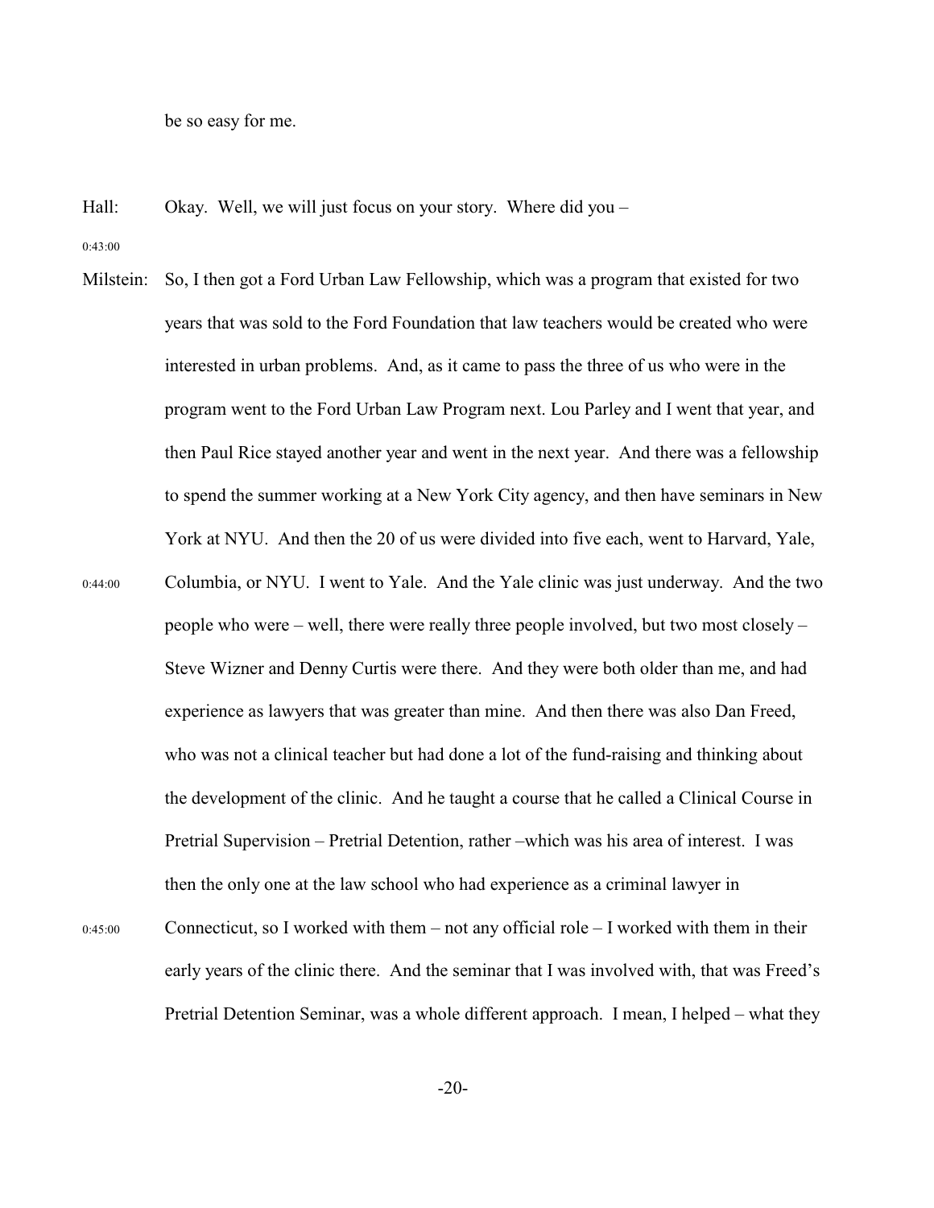be so easy for me.

Hall: Okay. Well, we will just focus on your story. Where did you –

0:43:00

Milstein: So, I then got a Ford Urban Law Fellowship, which was a program that existed for two years that was sold to the Ford Foundation that law teachers would be created who were interested in urban problems. And, as it came to pass the three of us who were in the program went to the Ford Urban Law Program next. Lou Parley and I went that year, and then Paul Rice stayed another year and went in the next year. And there was a fellowship to spend the summer working at a New York City agency, and then have seminars in New York at NYU. And then the 20 of us were divided into five each, went to Harvard, Yale,

0:44:00

Columbia, or NYU. I went to Yale. And the Yale clinic was just underway. And the two people who were – well, there were really three people involved, but two most closely – Steve Wizner and Denny Curtis were there. And they were both older than me, and had experience as lawyers that was greater than mine. And then there was also Dan Freed, who was not a clinical teacher but had done a lot of the fund-raising and thinking about the development of the clinic. And he taught a course that he called a Clinical Course in Pretrial Supervision – Pretrial Detention, rather –which was his area of interest. I was then the only one at the law school who had experience as a criminal lawyer in

0:45:00

Connecticut, so I worked with them – not any official role – I worked with them in their early years of the clinic there. And the seminar that I was involved with, that was Freed's Pretrial Detention Seminar, was a whole different approach. I mean, I helped – what they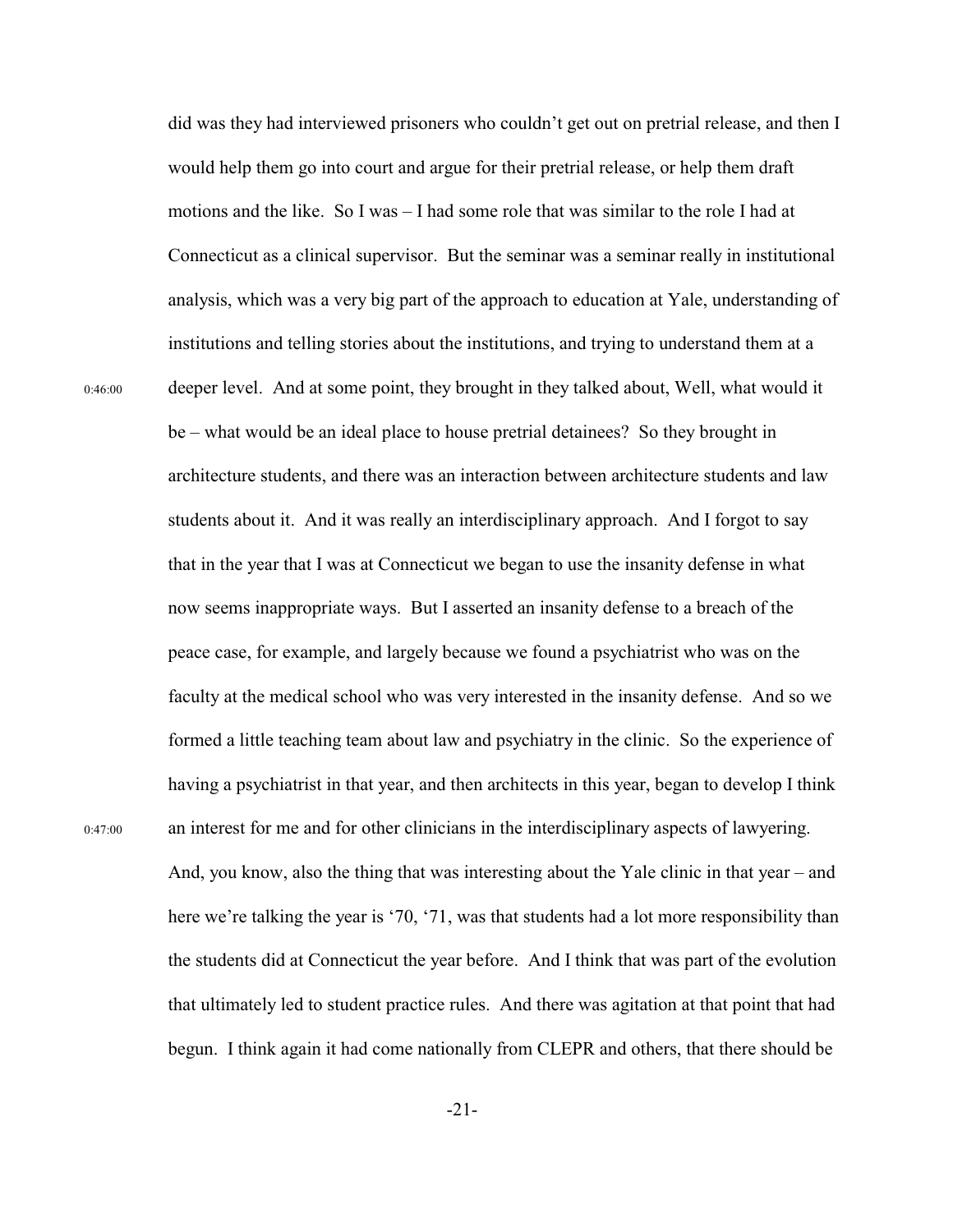did was they had interviewed prisoners who couldn't get out on pretrial release, and then I would help them go into court and argue for their pretrial release, or help them draft motions and the like. So I was – I had some role that was similar to the role I had at Connecticut as a clinical supervisor. But the seminar was a seminar really in institutional analysis, which was a very big part of the approach to education at Yale, understanding of institutions and telling stories about the institutions, and trying to understand them at a deeper level. And at some point, they brought in they talked about, Well, what would it be – what would be an ideal place to house pretrial detainees? So they brought in architecture students, and there was an interaction between architecture students and law students about it. And it was really an interdisciplinary approach. And I forgot to say that in the year that I was at Connecticut we began to use the insanity defense in what now seems inappropriate ways. But I asserted an insanity defense to a breach of the peace case, for example, and largely because we found a psychiatrist who was on the faculty at the medical school who was very interested in the insanity defense. And so we formed a little teaching team about law and psychiatry in the clinic. So the experience of having a psychiatrist in that year, and then architects in this year, began to develop I think an interest for me and for other clinicians in the interdisciplinary aspects of lawyering. And, you know, also the thing that was interesting about the Yale clinic in that year – and here we're talking the year is '70, '71, was that students had a lot more responsibility than the students did at Connecticut the year before. And I think that was part of the evolution that ultimately led to student practice rules. And there was agitation at that point that had begun. I think again it had come nationally from CLEPR and others, that there should be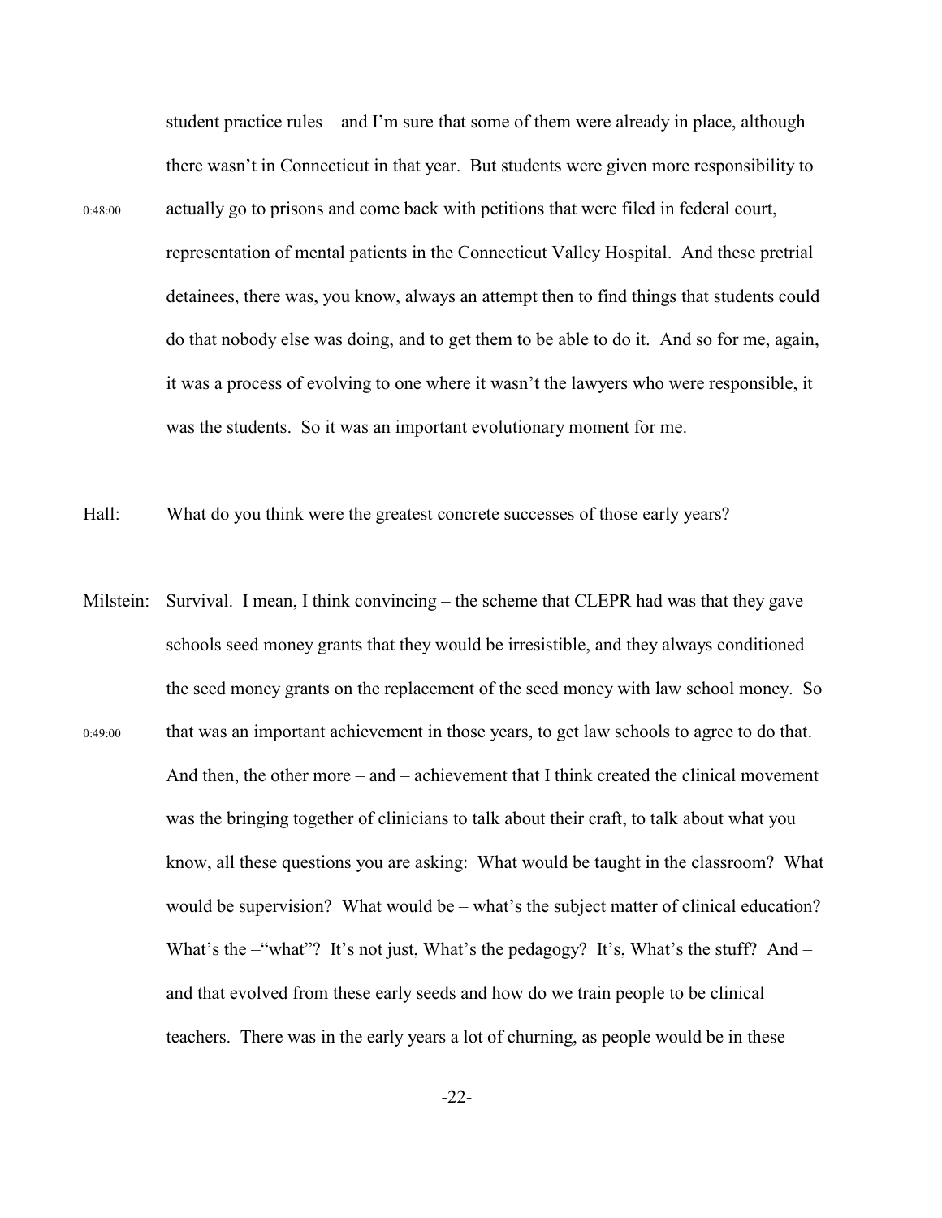student practice rules – and I'm sure that some of them were already in place, although there wasn't in Connecticut in that year. But students were given more responsibility to actually go to prisons and come back with petitions that were filed in federal court, representation of mental patients in the Connecticut Valley Hospital. And these pretrial detainees, there was, you know, always an attempt then to find things that students could do that nobody else was doing, and to get them to be able to do it. And so for me, again, it was a process of evolving to one where it wasn't the lawyers who were responsible, it was the students. So it was an important evolutionary moment for me.

Hall: What do you think were the greatest concrete successes of those early years?

Milstein: Survival. I mean, I think convincing – the scheme that CLEPR had was that they gave schools seed money grants that they would be irresistible, and they always conditioned the seed money grants on the replacement of the seed money with law school money. So that was an important achievement in those years, to get law schools to agree to do that. And then, the other more – and – achievement that I think created the clinical movement was the bringing together of clinicians to talk about their craft, to talk about what you know, all these questions you are asking: What would be taught in the classroom? What would be supervision? What would be – what's the subject matter of clinical education? What's the –"what"? It's not just, What's the pedagogy? It's, What's the stuff? And – and that evolved from these early seeds and how do we train people to be clinical teachers. There was in the early years a lot of churning, as people would be in these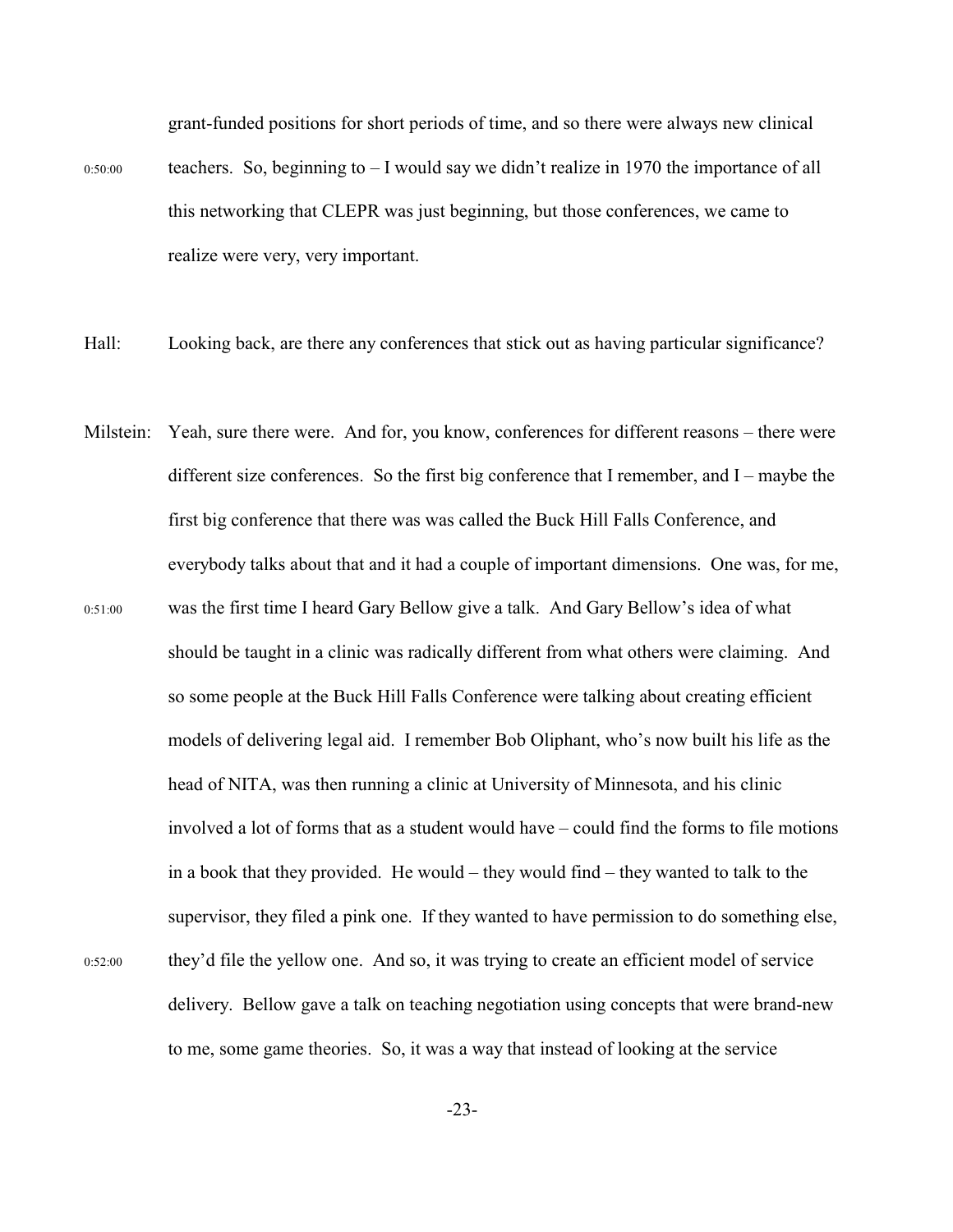grant-funded positions for short periods of time, and so there were always new clinical teachers. So, beginning to – I would say we didn't realize in 1970 the importance of all this networking that CLEPR was just beginning, but those conferences, we came to realize were very, very important.

Hall: Looking back, are there any conferences that stick out as having particular significance?

Milstein: Yeah, sure there were. And for, you know, conferences for different reasons – there were different size conferences. So the first big conference that I remember, and I – maybe the first big conference that there was was called the Buck Hill Falls Conference, and everybody talks about that and it had a couple of important dimensions. One was, for me, was the first time I heard Gary Bellow give a talk. And Gary Bellow's idea of what should be taught in a clinic was radically different from what others were claiming. And so some people at the Buck Hill Falls Conference were talking about creating efficient models of delivering legal aid. I remember Bob Oliphant, who's now built his life as the head of NITA, was then running a clinic at University of Minnesota, and his clinic involved a lot of forms that as a student would have – could find the forms to file motions in a book that they provided. He would – they would find – they wanted to talk to the supervisor, they filed a pink one. If they wanted to have permission to do something else, they'd file the yellow one. And so, it was trying to create an efficient model of service delivery. Bellow gave a talk on teaching negotiation using concepts that were brand-new to me, some game theories. So, it was a way that instead of looking at the service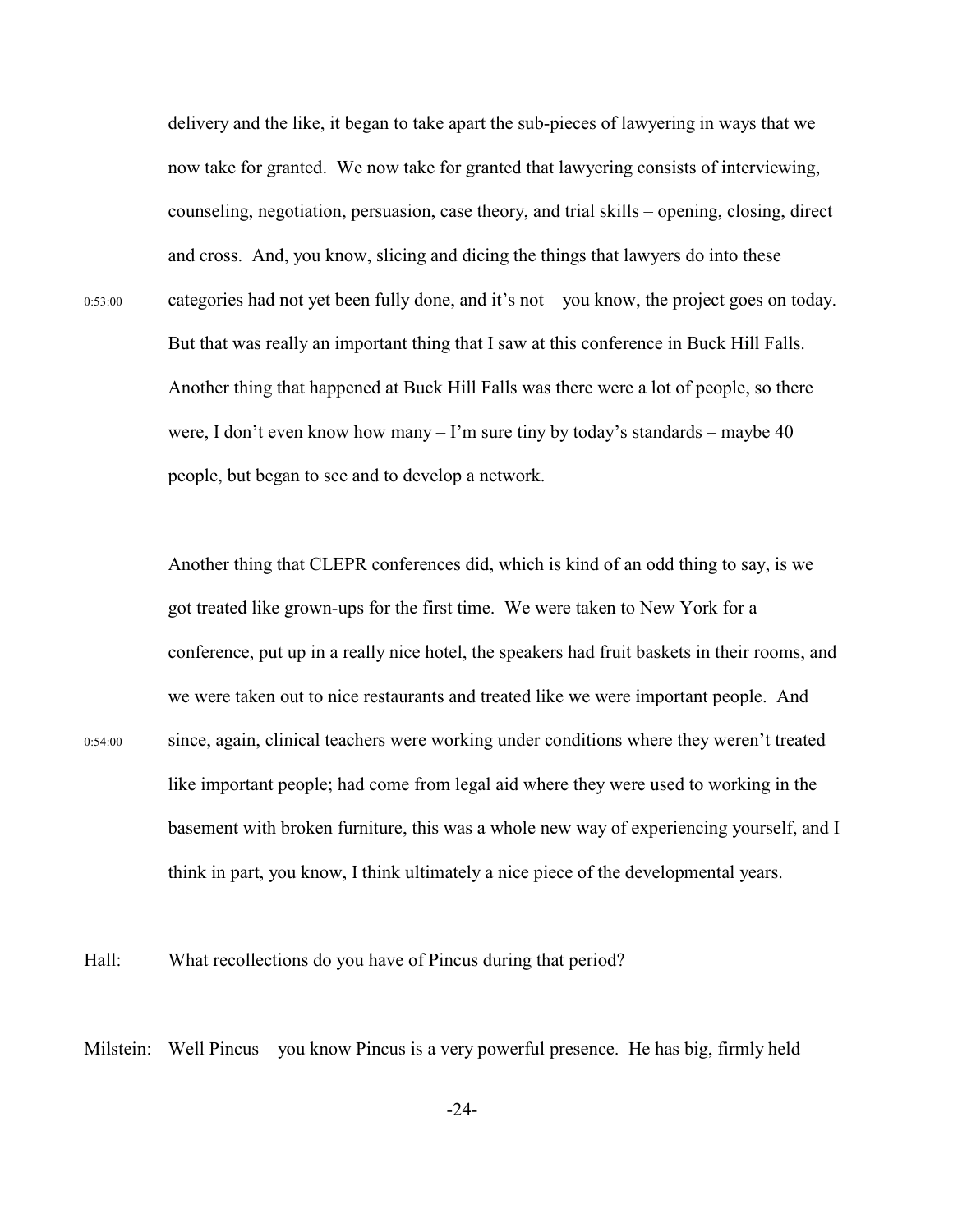delivery and the like, it began to take apart the sub-pieces of lawyering in ways that we now take for granted. We now take for granted that lawyering consists of interviewing, counseling, negotiation, persuasion, case theory, and trial skills – opening, closing, direct and cross. And, you know, slicing and dicing the things that lawyers do into these categories had not yet been fully done, and it's not – you know, the project goes on today. But that was really an important thing that I saw at this conference in Buck Hill Falls. Another thing that happened at Buck Hill Falls was there were a lot of people, so there were, I don't even know how many – I'm sure tiny by today's standards – maybe 40 people, but began to see and to develop a network.

0:53:00

Another thing that CLEPR conferences did, which is kind of an odd thing to say, is we got treated like grown-ups for the first time. We were taken to New York for a conference, put up in a really nice hotel, the speakers had fruit baskets in their rooms, and we were taken out to nice restaurants and treated like we were important people. And since, again, clinical teachers were working under conditions where they weren't treated like important people; had come from legal aid where they were used to working in the basement with broken furniture, this was a whole new way of experiencing yourself, and I think in part, you know, I think ultimately a nice piece of the developmental years.

0:54:00

Hall: What recollections do you have of Pincus during that period?

Milstein: Well Pincus – you know Pincus is a very powerful presence. He has big, firmly held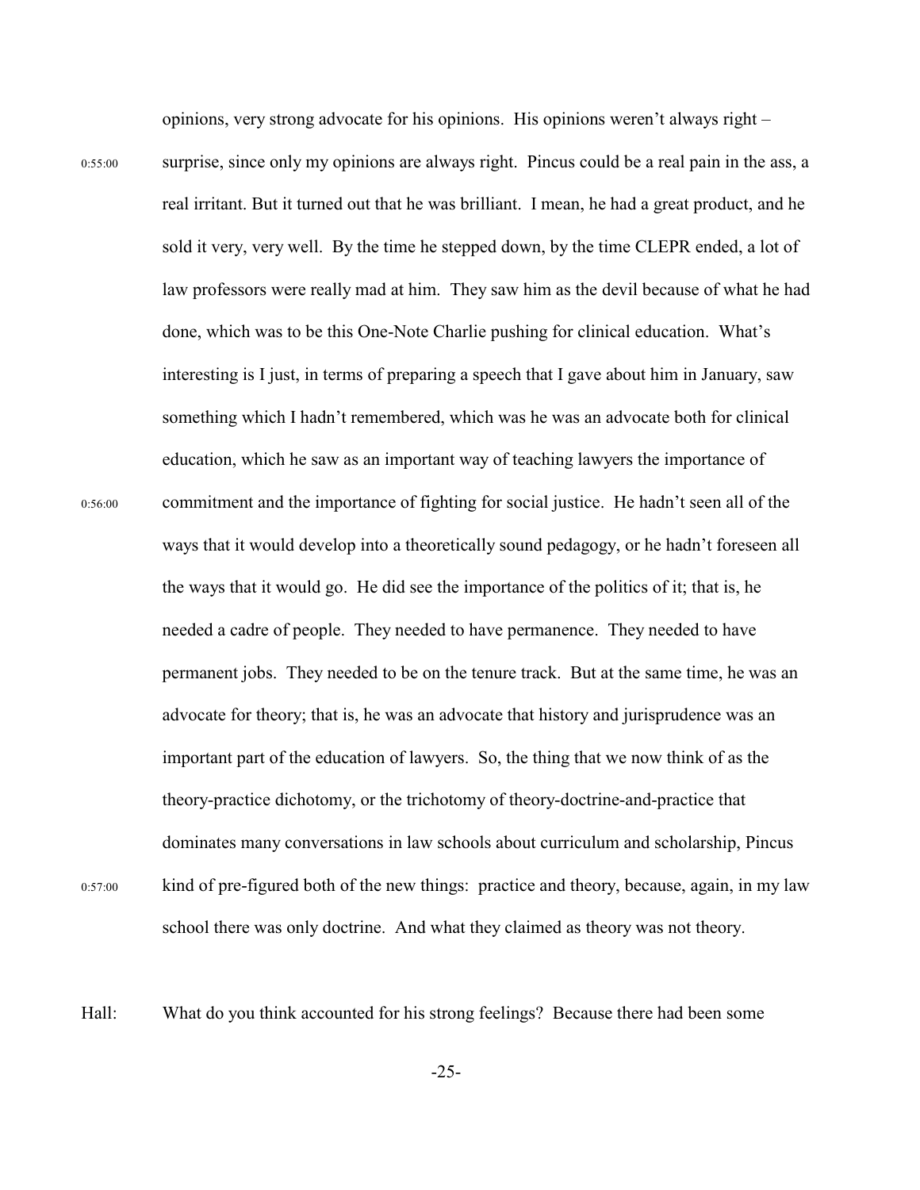opinions, very strong advocate for his opinions. His opinions weren't always right – surprise, since only my opinions are always right. Pincus could be a real pain in the ass, a real irritant. But it turned out that he was brilliant. I mean, he had a great product, and he sold it very, very well. By the time he stepped down, by the time CLEPR ended, a lot of law professors were really mad at him. They saw him as the devil because of what he had done, which was to be this One-Note Charlie pushing for clinical education. What's interesting is I just, in terms of preparing a speech that I gave about him in January, saw something which I hadn't remembered, which was he was an advocate both for clinical education, which he saw as an important way of teaching lawyers the importance of commitment and the importance of fighting for social justice. He hadn't seen all of the ways that it would develop into a theoretically sound pedagogy, or he hadn't foreseen all the ways that it would go. He did see the importance of the politics of it; that is, he needed a cadre of people. They needed to have permanence. They needed to have permanent jobs. They needed to be on the tenure track. But at the same time, he was an advocate for theory; that is, he was an advocate that history and jurisprudence was an important part of the education of lawyers. So, the thing that we now think of as the theory-practice dichotomy, or the trichotomy of theory-doctrine-and-practice that dominates many conversations in law schools about curriculum and scholarship, Pincus kind of pre-figured both of the new things: practice and theory, because, again, in my law school there was only doctrine. And what they claimed as theory was not theory.

Hall: What do you think accounted for his strong feelings? Because there had been some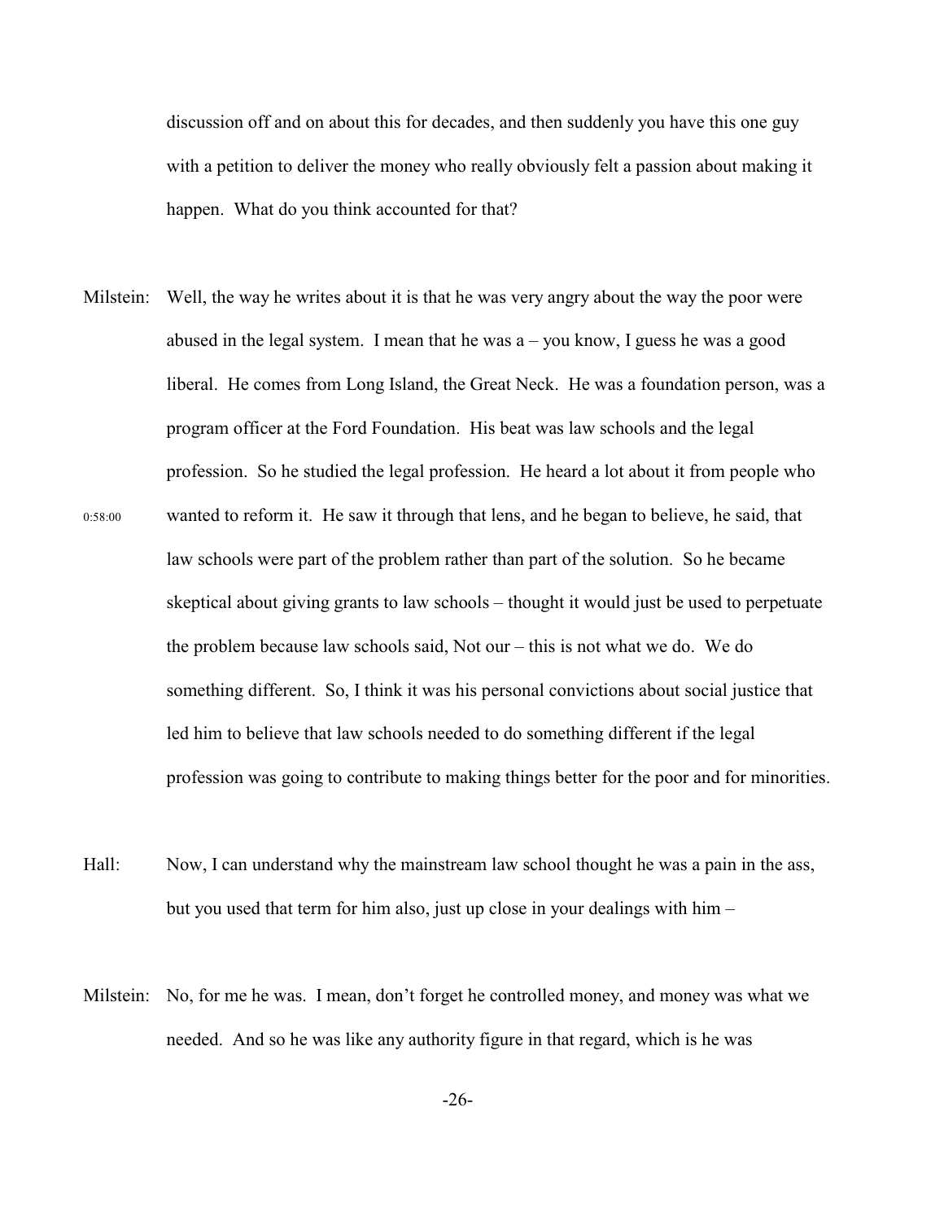discussion off and on about this for decades, and then suddenly you have this one guy with a petition to deliver the money who really obviously felt a passion about making it happen. What do you think accounted for that?

Milstein: Well, the way he writes about it is that he was very angry about the way the poor were abused in the legal system. I mean that he was a – you know, I guess he was a good liberal. He comes from Long Island, the Great Neck. He was a foundation person, was a program officer at the Ford Foundation. His beat was law schools and the legal profession. So he studied the legal profession. He heard a lot about it from people who wanted to reform it. He saw it through that lens, and he began to believe, he said, that law schools were part of the problem rather than part of the solution. So he became skeptical about giving grants to law schools – thought it would just be used to perpetuate the problem because law schools said, Not our – this is not what we do. We do something different. So, I think it was his personal convictions about social justice that led him to believe that law schools needed to do something different if the legal profession was going to contribute to making things better for the poor and for minorities.

0:58:00

Hall: Now, I can understand why the mainstream law school thought he was a pain in the ass, but you used that term for him also, just up close in your dealings with him –

Milstein: No, for me he was. I mean, don't forget he controlled money, and money was what we needed. And so he was like any authority figure in that regard, which is he was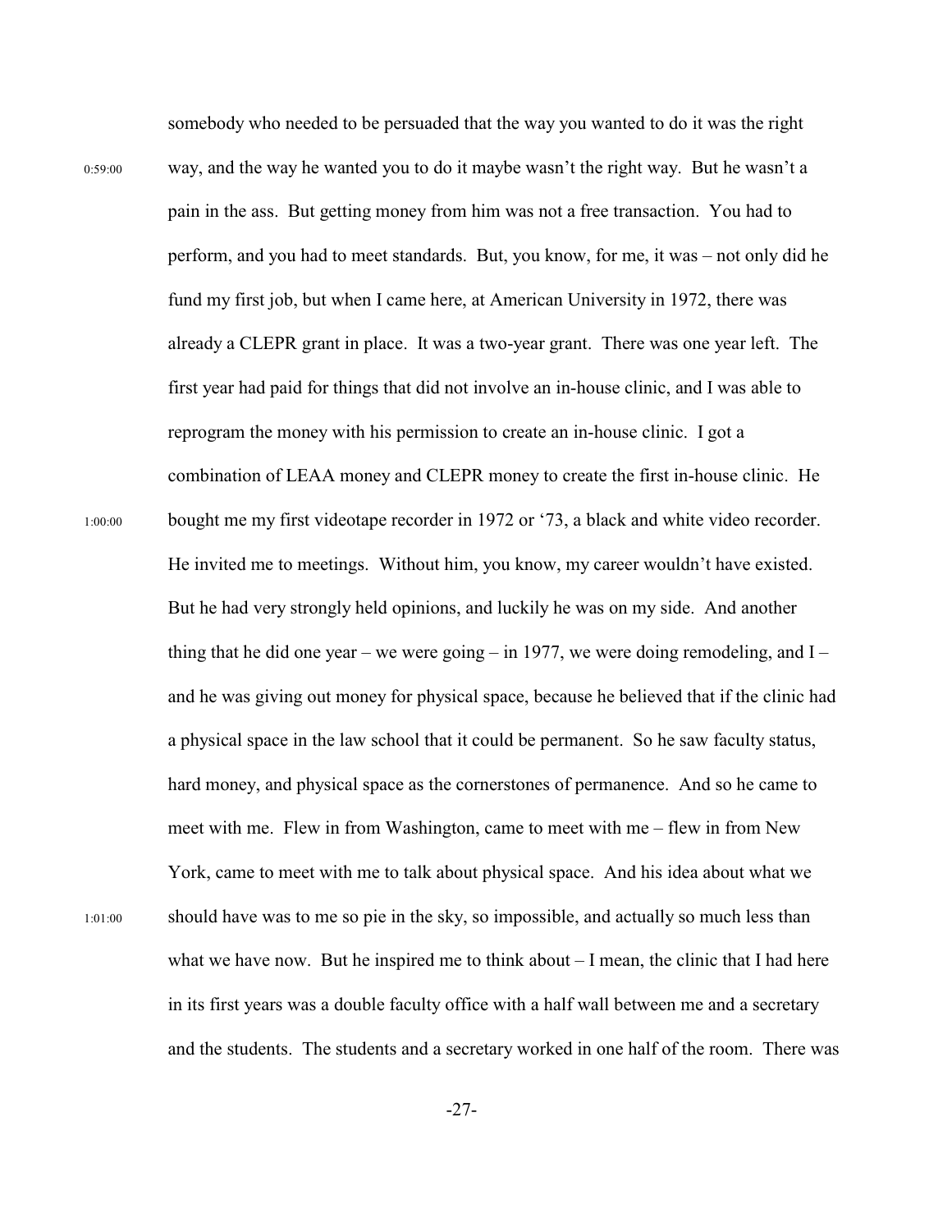somebody who needed to be persuaded that the way you wanted to do it was the right

0:59:00 way, and the way he wanted you to do it maybe wasn't the right way. But he wasn't a pain in the ass. But getting money from him was not a free transaction. You had to perform, and you had to meet standards. But, you know, for me, it was – not only did he fund my first job, but when I came here, at American University in 1972, there was already a CLEPR grant in place. It was a two-year grant. There was one year left. The first year had paid for things that did not involve an in-house clinic, and I was able to reprogram the money with his permission to create an in-house clinic. I got a combination of LEAA money and CLEPR money to create the first in-house clinic. He

1:00:00 bought me my first videotape recorder in 1972 or '73, a black and white video recorder. He invited me to meetings. Without him, you know, my career wouldn't have existed. But he had very strongly held opinions, and luckily he was on my side. And another thing that he did one year – we were going – in 1977, we were doing remodeling, and I – and he was giving out money for physical space, because he believed that if the clinic had a physical space in the law school that it could be permanent. So he saw faculty status, hard money, and physical space as the cornerstones of permanence. And so he came to meet with me. Flew in from Washington, came to meet with me – flew in from New York, came to meet with me to talk about physical space. And his idea about what we

1:01:00 should have was to me so pie in the sky, so impossible, and actually so much less than what we have now. But he inspired me to think about – I mean, the clinic that I had here in its first years was a double faculty office with a half wall between me and a secretary and the students. The students and a secretary worked in one half of the room. There was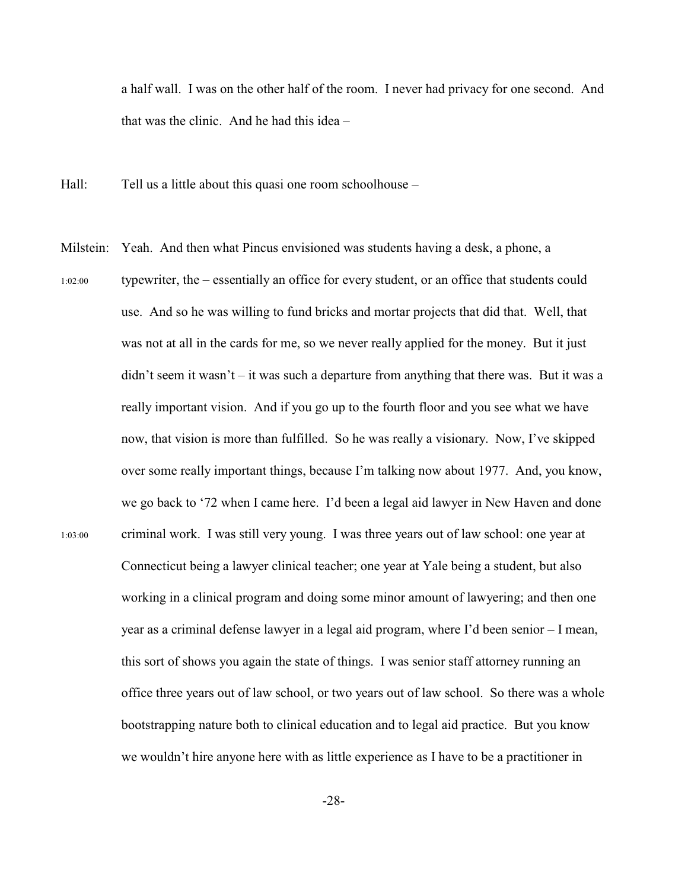a half wall. I was on the other half of the room. I never had privacy for one second. And that was the clinic. And he had this idea –

Hall: Tell us a little about this quasi one room schoolhouse –

Milstein: Yeah. And then what Pincus envisioned was students having a desk, a phone, a typewriter, the – essentially an office for every student, or an office that students could use. And so he was willing to fund bricks and mortar projects that did that. Well, that was not at all in the cards for me, so we never really applied for the money. But it just didn't seem it wasn't – it was such a departure from anything that there was. But it was a really important vision. And if you go up to the fourth floor and you see what we have now, that vision is more than fulfilled. So he was really a visionary. Now, I've skipped over some really important things, because I'm talking now about 1977. And, you know, we go back to '72 when I came here. I'd been a legal aid lawyer in New Haven and done criminal work. I was still very young. I was three years out of law school: one year at Connecticut being a lawyer clinical teacher; one year at Yale being a student, but also working in a clinical program and doing some minor amount of lawyering; and then one year as a criminal defense lawyer in a legal aid program, where I'd been senior – I mean, this sort of shows you again the state of things. I was senior staff attorney running an office three years out of law school, or two years out of law school. So there was a whole bootstrapping nature both to clinical education and to legal aid practice. But you know we wouldn't hire anyone here with as little experience as I have to be a practitioner in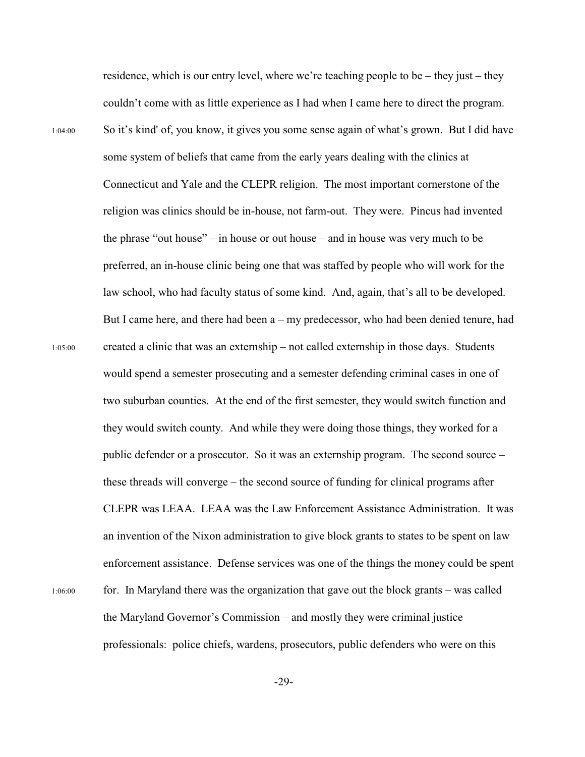residence, which is our entry level, where we're teaching people to be – they just – they couldn't come with as little experience as I had when I came here to direct the program.

1:04:00 So it's kind' of, you know, it gives you some sense again of what's grown. But I did have some system of beliefs that came from the early years dealing with the clinics at Connecticut and Yale and the CLEPR religion. The most important cornerstone of the religion was clinics should be in-house, not farm-out. They were. Pincus had invented the phrase "out house" – in house or out house – and in house was very much to be preferred, an in-house clinic being one that was staffed by people who will work for the law school, who had faculty status of some kind. And, again, that's all to be developed. But I came here, and there had been a – my predecessor, who had been denied tenure, had

1:05:00 created a clinic that was an externship – not called externship in those days. Students would spend a semester prosecuting and a semester defending criminal cases in one of two suburban counties. At the end of the first semester, they would switch function and they would switch county. And while they were doing those things, they worked for a public defender or a prosecutor. So it was an externship program. The second source – these threads will converge – the second source of funding for clinical programs after CLEPR was LEAA. LEAA was the Law Enforcement Assistance Administration. It was an invention of the Nixon administration to give block grants to states to be spent on law enforcement assistance. Defense services was one of the things the money could be spent

1:06:00 for. In Maryland there was the organization that gave out the block grants – was called the Maryland Governor's Commission – and mostly they were criminal justice professionals: police chiefs, wardens, prosecutors, public defenders who were on this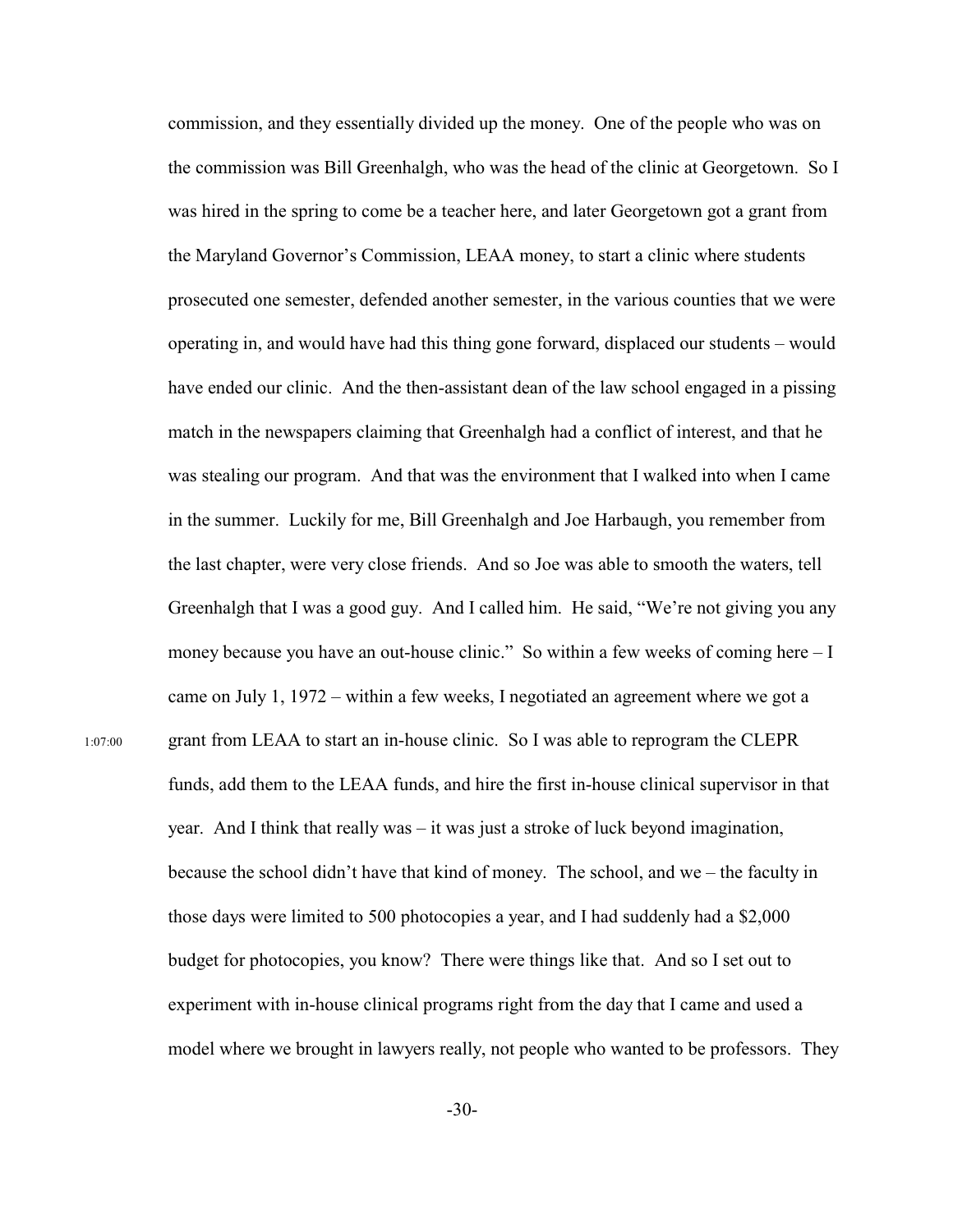commission, and they essentially divided up the money. One of the people who was on the commission was Bill Greenhalgh, who was the head of the clinic at Georgetown. So I was hired in the spring to come be a teacher here, and later Georgetown got a grant from the Maryland Governor's Commission, LEAA money, to start a clinic where students prosecuted one semester, defended another semester, in the various counties that we were operating in, and would have had this thing gone forward, displaced our students – would have ended our clinic. And the then-assistant dean of the law school engaged in a pissing match in the newspapers claiming that Greenhalgh had a conflict of interest, and that he was stealing our program. And that was the environment that I walked into when I came in the summer. Luckily for me, Bill Greenhalgh and Joe Harbaugh, you remember from the last chapter, were very close friends. And so Joe was able to smooth the waters, tell Greenhalgh that I was a good guy. And I called him. He said, "We're not giving you any money because you have an out-house clinic." So within a few weeks of coming here – I came on July 1, 1972 – within a few weeks, I negotiated an agreement where we got a

1:07:00

grant from LEAA to start an in-house clinic. So I was able to reprogram the CLEPR funds, add them to the LEAA funds, and hire the first in-house clinical supervisor in that year. And I think that really was – it was just a stroke of luck beyond imagination, because the school didn't have that kind of money. The school, and we – the faculty in those days were limited to 500 photocopies a year, and I had suddenly had a $2,000 budget for photocopies, you know? There were things like that. And so I set out to experiment with in-house clinical programs right from the day that I came and used a model where we brought in lawyers really, not people who wanted to be professors. They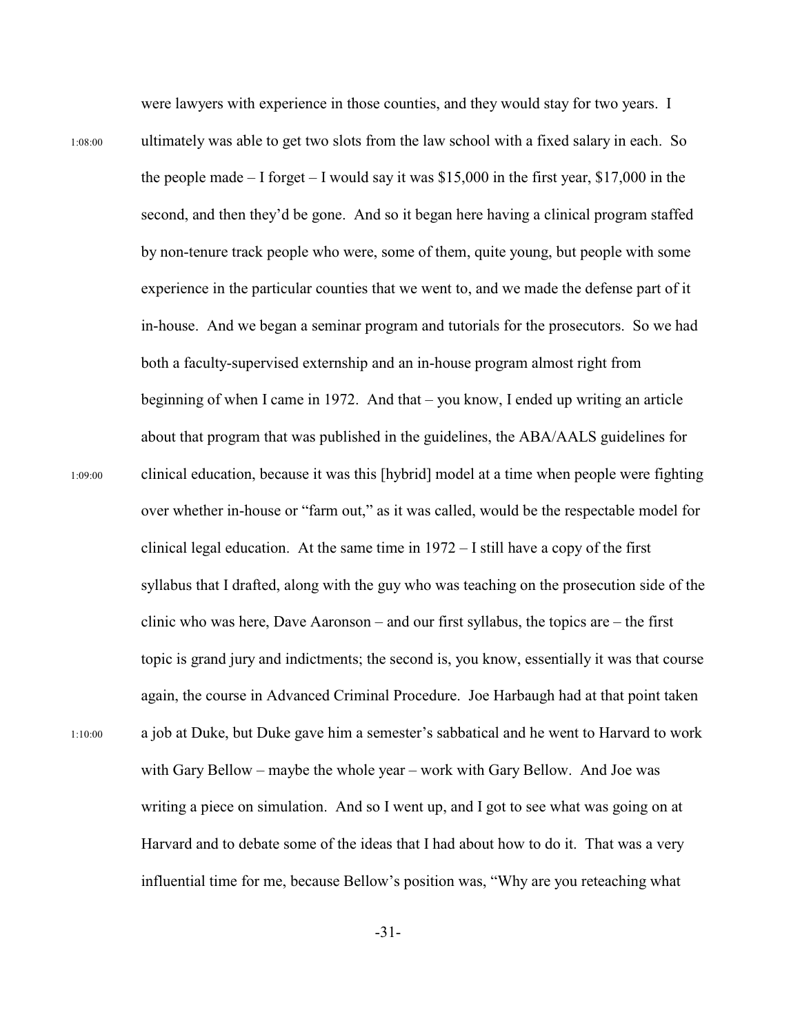were lawyers with experience in those counties, and they would stay for two years. I

1:08:00 ultimately was able to get two slots from the law school with a fixed salary in each. So the people made – I forget – I would say it was $15,000 in the first year, $17,000 in the second, and then they'd be gone. And so it began here having a clinical program staffed by non-tenure track people who were, some of them, quite young, but people with some experience in the particular counties that we went to, and we made the defense part of it in-house. And we began a seminar program and tutorials for the prosecutors. So we had both a faculty-supervised externship and an in-house program almost right from beginning of when I came in 1972. And that – you know, I ended up writing an article about that program that was published in the guidelines, the ABA/AALS guidelines for

1:09:00 clinical education, because it was this [hybrid] model at a time when people were fighting over whether in-house or "farm out," as it was called, would be the respectable model for clinical legal education. At the same time in 1972 – I still have a copy of the first syllabus that I drafted, along with the guy who was teaching on the prosecution side of the clinic who was here, Dave Aaronson – and our first syllabus, the topics are – the first topic is grand jury and indictments; the second is, you know, essentially it was that course again, the course in Advanced Criminal Procedure. Joe Harbaugh had at that point taken

1:10:00 a job at Duke, but Duke gave him a semester's sabbatical and he went to Harvard to work with Gary Bellow – maybe the whole year – work with Gary Bellow. And Joe was writing a piece on simulation. And so I went up, and I got to see what was going on at Harvard and to debate some of the ideas that I had about how to do it. That was a very influential time for me, because Bellow's position was, "Why are you reteaching what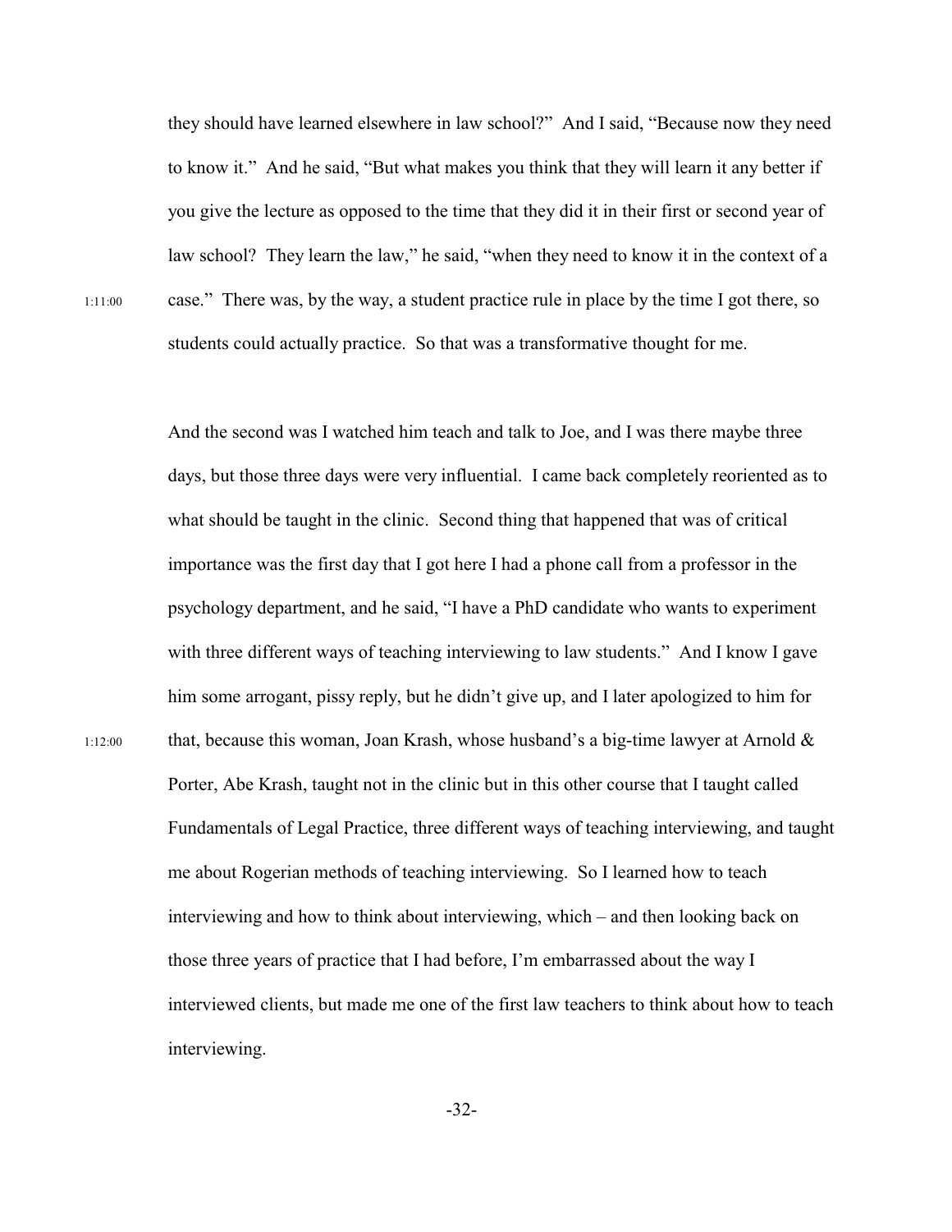they should have learned elsewhere in law school?" And I said, "Because now they need to know it." And he said, "But what makes you think that they will learn it any better if you give the lecture as opposed to the time that they did it in their first or second year of law school? They learn the law," he said, "when they need to know it in the context of a case." There was, by the way, a student practice rule in place by the time I got there, so students could actually practice. So that was a transformative thought for me.

And the second was I watched him teach and talk to Joe, and I was there maybe three days, but those three days were very influential. I came back completely reoriented as to what should be taught in the clinic. Second thing that happened that was of critical importance was the first day that I got here I had a phone call from a professor in the psychology department, and he said, "I have a PhD candidate who wants to experiment with three different ways of teaching interviewing to law students." And I know I gave him some arrogant, pissy reply, but he didn't give up, and I later apologized to him for that, because this woman, Joan Krash, whose husband's a big-time lawyer at Arnold & Porter, Abe Krash, taught not in the clinic but in this other course that I taught called Fundamentals of Legal Practice, three different ways of teaching interviewing, and taught me about Rogerian methods of teaching interviewing. So I learned how to teach interviewing and how to think about interviewing, which – and then looking back on those three years of practice that I had before, I'm embarrassed about the way I interviewed clients, but made me one of the first law teachers to think about how to teach interviewing.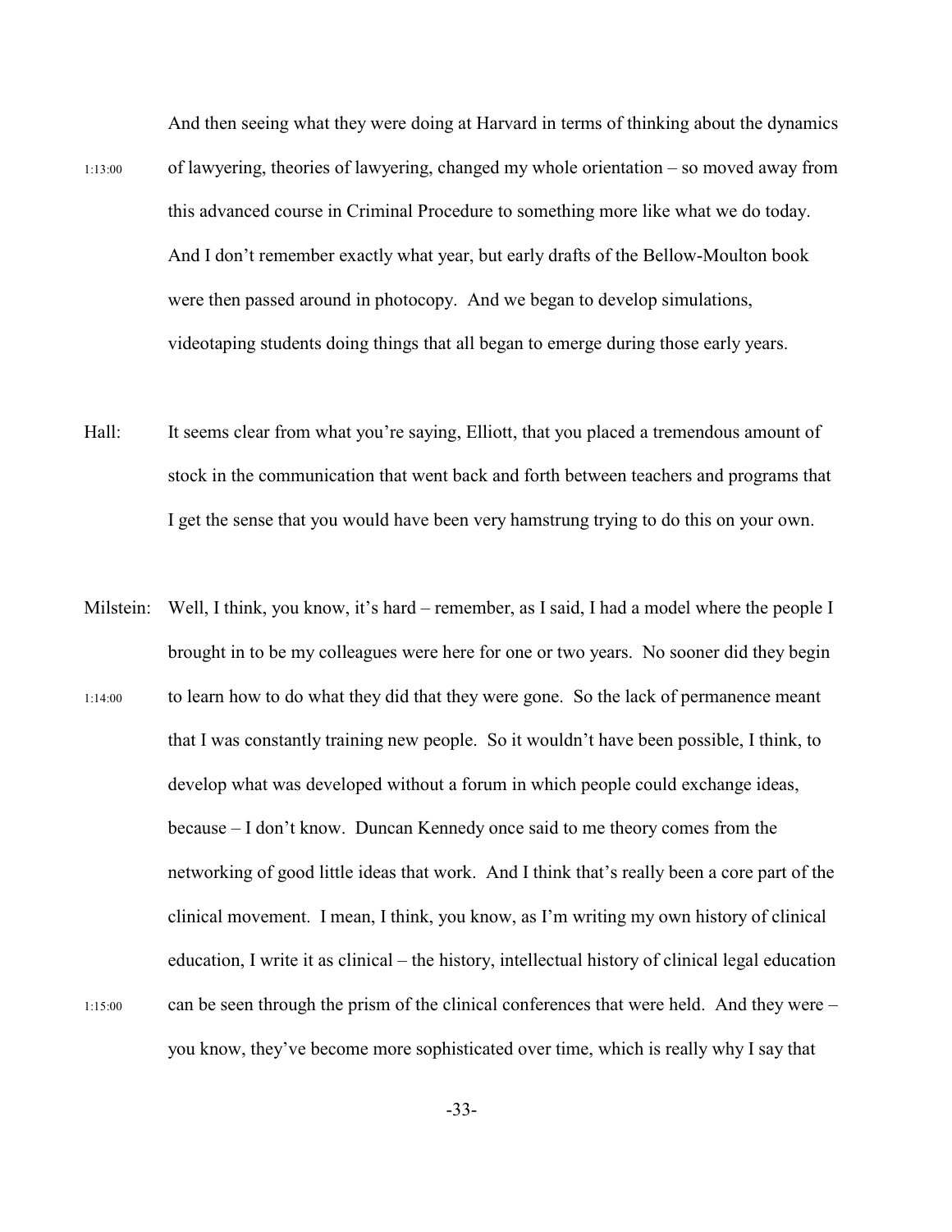And then seeing what they were doing at Harvard in terms of thinking about the dynamics

1:13:00 of lawyering, theories of lawyering, changed my whole orientation – so moved away from this advanced course in Criminal Procedure to something more like what we do today. And I don't remember exactly what year, but early drafts of the Bellow-Moulton book were then passed around in photocopy. And we began to develop simulations, videotaping students doing things that all began to emerge during those early years.

Hall: It seems clear from what you're saying, Elliott, that you placed a tremendous amount of stock in the communication that went back and forth between teachers and programs that I get the sense that you would have been very hamstrung trying to do this on your own.

Milstein: Well, I think, you know, it's hard – remember, as I said, I had a model where the people I brought in to be my colleagues were here for one or two years. No sooner did they begin

1:14:00 to learn how to do what they did that they were gone. So the lack of permanence meant that I was constantly training new people. So it wouldn't have been possible, I think, to develop what was developed without a forum in which people could exchange ideas, because – I don't know. Duncan Kennedy once said to me theory comes from the networking of good little ideas that work. And I think that's really been a core part of the clinical movement. I mean, I think, you know, as I'm writing my own history of clinical education, I write it as clinical – the history, intellectual history of clinical legal education

1:15:00 can be seen through the prism of the clinical conferences that were held. And they were – you know, they've become more sophisticated over time, which is really why I say that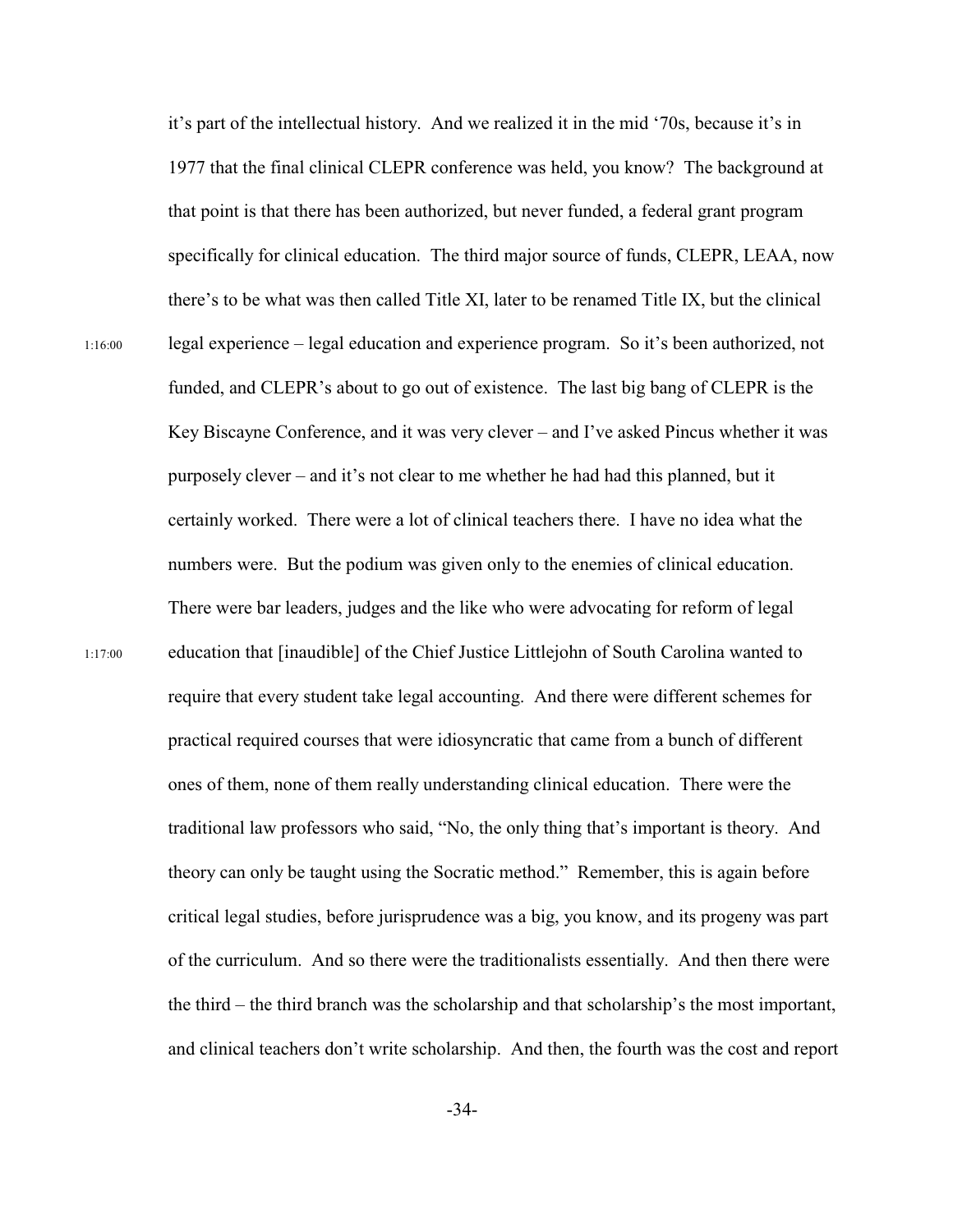it's part of the intellectual history. And we realized it in the mid '70s, because it's in 1977 that the final clinical CLEPR conference was held, you know? The background at that point is that there has been authorized, but never funded, a federal grant program specifically for clinical education. The third major source of funds, CLEPR, LEAA, now there's to be what was then called Title XI, later to be renamed Title IX, but the clinical

1:16:00 legal experience – legal education and experience program. So it's been authorized, not funded, and CLEPR's about to go out of existence. The last big bang of CLEPR is the Key Biscayne Conference, and it was very clever – and I've asked Pincus whether it was purposely clever – and it's not clear to me whether he had had this planned, but it certainly worked. There were a lot of clinical teachers there. I have no idea what the numbers were. But the podium was given only to the enemies of clinical education. There were bar leaders, judges and the like who were advocating for reform of legal

1:17:00 education that [inaudible] of the Chief Justice Littlejohn of South Carolina wanted to require that every student take legal accounting. And there were different schemes for practical required courses that were idiosyncratic that came from a bunch of different ones of them, none of them really understanding clinical education. There were the traditional law professors who said, "No, the only thing that's important is theory. And theory can only be taught using the Socratic method." Remember, this is again before critical legal studies, before jurisprudence was a big, you know, and its progeny was part of the curriculum. And so there were the traditionalists essentially. And then there were the third – the third branch was the scholarship and that scholarship's the most important, and clinical teachers don't write scholarship. And then, the fourth was the cost and report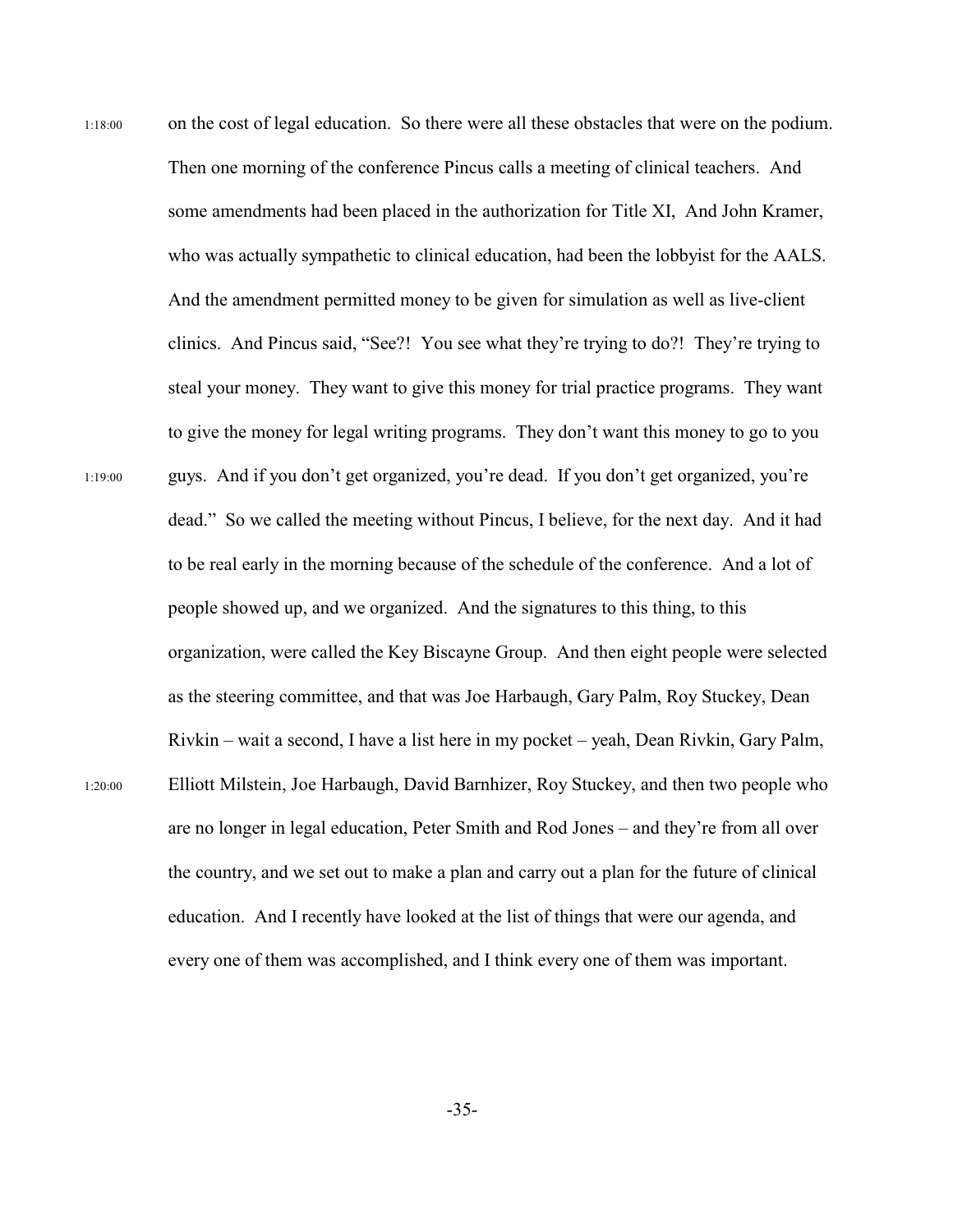1:18:00 on the cost of legal education. So there were all these obstacles that were on the podium. Then one morning of the conference Pincus calls a meeting of clinical teachers. And some amendments had been placed in the authorization for Title XI, And John Kramer, who was actually sympathetic to clinical education, had been the lobbyist for the AALS. And the amendment permitted money to be given for simulation as well as live-client clinics. And Pincus said, "See?! You see what they're trying to do?! They're trying to steal your money. They want to give this money for trial practice programs. They want to give the money for legal writing programs. They don't want this money to go to you

1:19:00 guys. And if you don't get organized, you're dead. If you don't get organized, you're dead." So we called the meeting without Pincus, I believe, for the next day. And it had to be real early in the morning because of the schedule of the conference. And a lot of people showed up, and we organized. And the signatures to this thing, to this organization, were called the Key Biscayne Group. And then eight people were selected as the steering committee, and that was Joe Harbaugh, Gary Palm, Roy Stuckey, Dean Rivkin – wait a second, I have a list here in my pocket – yeah, Dean Rivkin, Gary Palm,

1:20:00 Elliott Milstein, Joe Harbaugh, David Barnhizer, Roy Stuckey, and then two people who are no longer in legal education, Peter Smith and Rod Jones – and they're from all over the country, and we set out to make a plan and carry out a plan for the future of clinical education. And I recently have looked at the list of things that were our agenda, and every one of them was accomplished, and I think every one of them was important.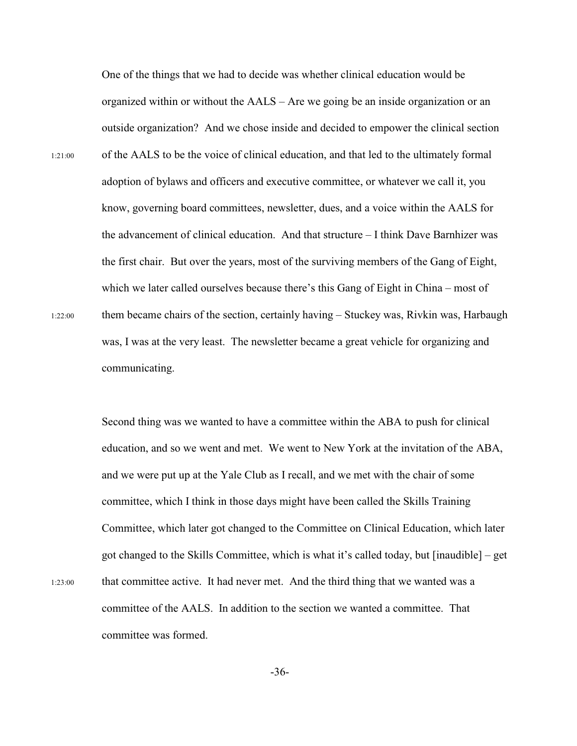One of the things that we had to decide was whether clinical education would be organized within or without the AALS – Are we going be an inside organization or an outside organization? And we chose inside and decided to empower the clinical section

1:21:00 of the AALS to be the voice of clinical education, and that led to the ultimately formal adoption of bylaws and officers and executive committee, or whatever we call it, you know, governing board committees, newsletter, dues, and a voice within the AALS for the advancement of clinical education. And that structure – I think Dave Barnhizer was the first chair. But over the years, most of the surviving members of the Gang of Eight, which we later called ourselves because there's this Gang of Eight in China – most of

1:22:00 them became chairs of the section, certainly having – Stuckey was, Rivkin was, Harbaugh was, I was at the very least. The newsletter became a great vehicle for organizing and communicating.

Second thing was we wanted to have a committee within the ABA to push for clinical education, and so we went and met. We went to New York at the invitation of the ABA, and we were put up at the Yale Club as I recall, and we met with the chair of some committee, which I think in those days might have been called the Skills Training Committee, which later got changed to the Committee on Clinical Education, which later got changed to the Skills Committee, which is what it's called today, but [inaudible] – get

1:23:00 that committee active. It had never met. And the third thing that we wanted was a committee of the AALS. In addition to the section we wanted a committee. That committee was formed.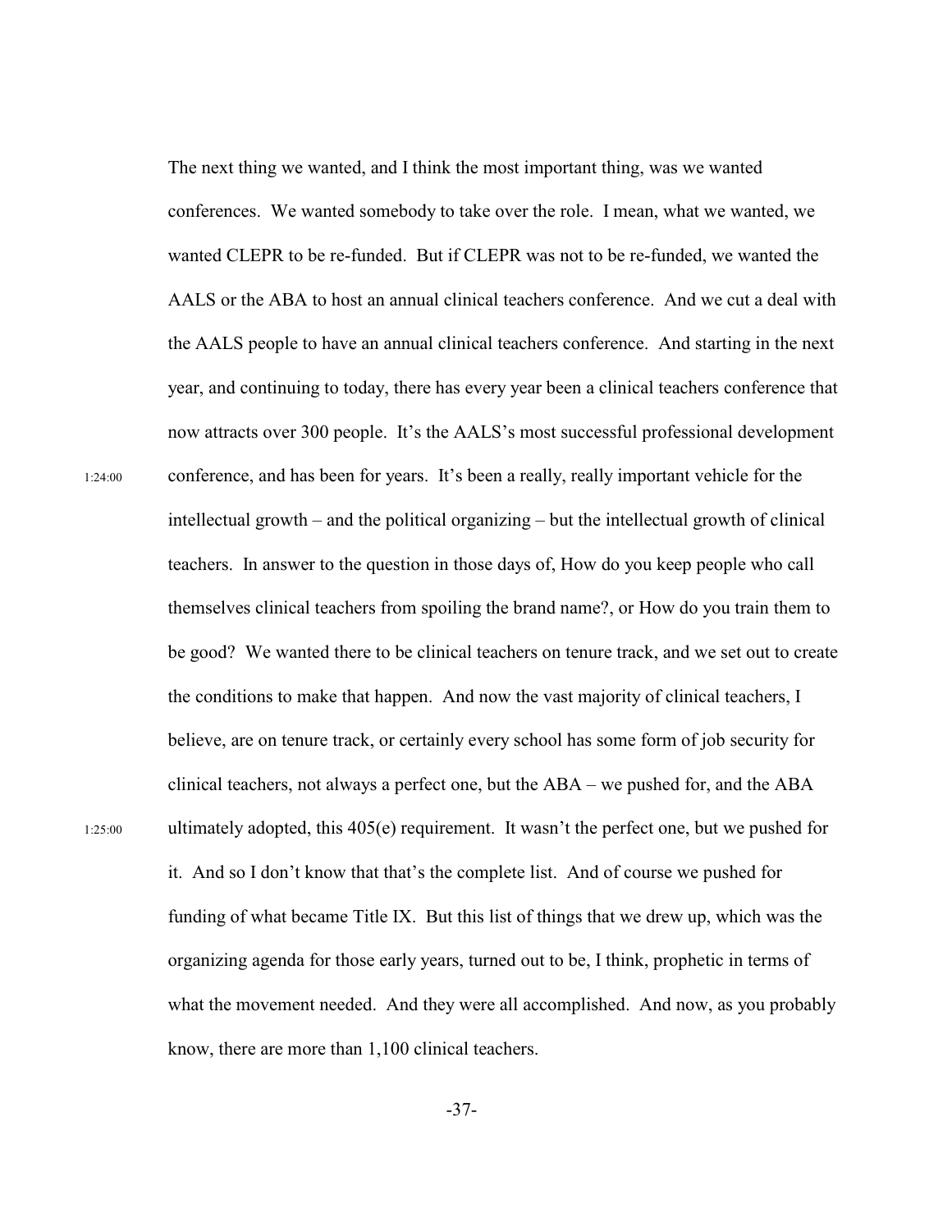The next thing we wanted, and I think the most important thing, was we wanted conferences. We wanted somebody to take over the role. I mean, what we wanted, we wanted CLEPR to be re-funded. But if CLEPR was not to be re-funded, we wanted the AALS or the ABA to host an annual clinical teachers conference. And we cut a deal with the AALS people to have an annual clinical teachers conference. And starting in the next year, and continuing to today, there has every year been a clinical teachers conference that now attracts over 300 people. It's the AALS's most successful professional development conference, and has been for years. It's been a really, really important vehicle for the intellectual growth – and the political organizing – but the intellectual growth of clinical teachers. In answer to the question in those days of, How do you keep people who call themselves clinical teachers from spoiling the brand name?, or How do you train them to be good? We wanted there to be clinical teachers on tenure track, and we set out to create the conditions to make that happen. And now the vast majority of clinical teachers, I believe, are on tenure track, or certainly every school has some form of job security for clinical teachers, not always a perfect one, but the ABA – we pushed for, and the ABA ultimately adopted, this 405(e) requirement. It wasn't the perfect one, but we pushed for it. And so I don't know that that's the complete list. And of course we pushed for funding of what became Title IX. But this list of things that we drew up, which was the organizing agenda for those early years, turned out to be, I think, prophetic in terms of what the movement needed. And they were all accomplished. And now, as you probably know, there are more than 1,100 clinical teachers.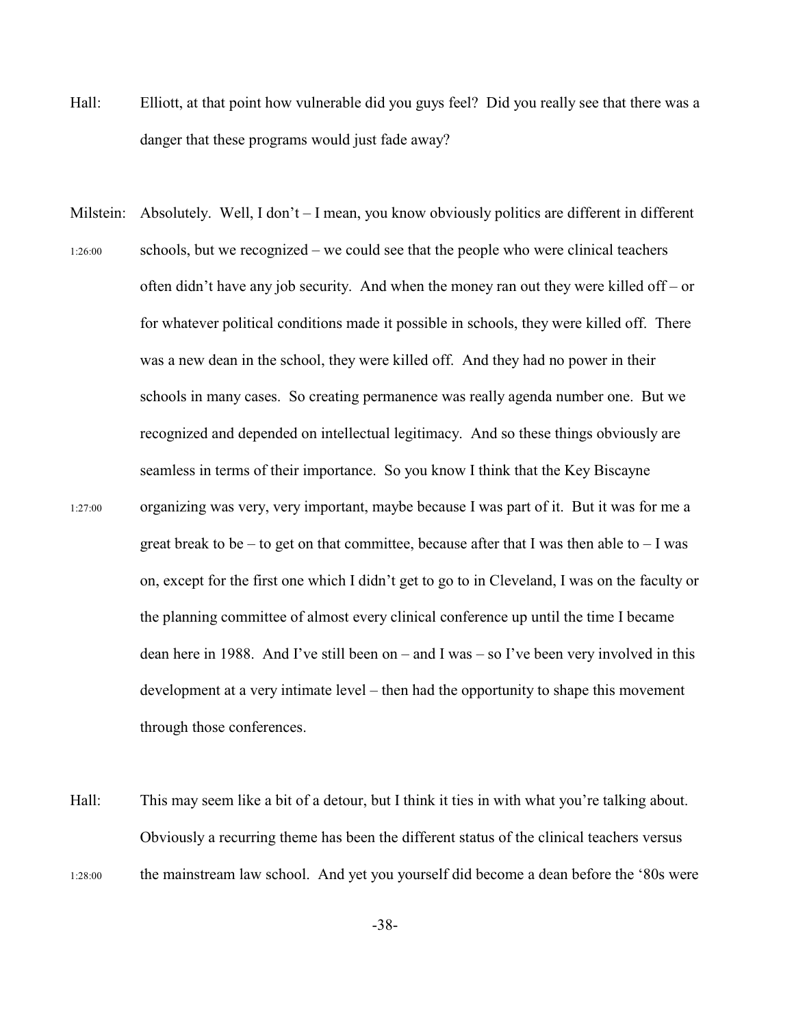Hall: Elliott, at that point how vulnerable did you guys feel? Did you really see that there was a danger that these programs would just fade away?

Milstein: Absolutely. Well, I don't – I mean, you know obviously politics are different in different

1:26:00 schools, but we recognized – we could see that the people who were clinical teachers often didn't have any job security. And when the money ran out they were killed off – or for whatever political conditions made it possible in schools, they were killed off. There was a new dean in the school, they were killed off. And they had no power in their schools in many cases. So creating permanence was really agenda number one. But we recognized and depended on intellectual legitimacy. And so these things obviously are seamless in terms of their importance. So you know I think that the Key Biscayne

1:27:00 organizing was very, very important, maybe because I was part of it. But it was for me a great break to be – to get on that committee, because after that I was then able to – I was on, except for the first one which I didn't get to go to in Cleveland, I was on the faculty or the planning committee of almost every clinical conference up until the time I became dean here in 1988. And I've still been on – and I was – so I've been very involved in this development at a very intimate level – then had the opportunity to shape this movement through those conferences.

Hall: This may seem like a bit of a detour, but I think it ties in with what you're talking about. Obviously a recurring theme has been the different status of the clinical teachers versus

1:28:00 the mainstream law school. And yet you yourself did become a dean before the '80s were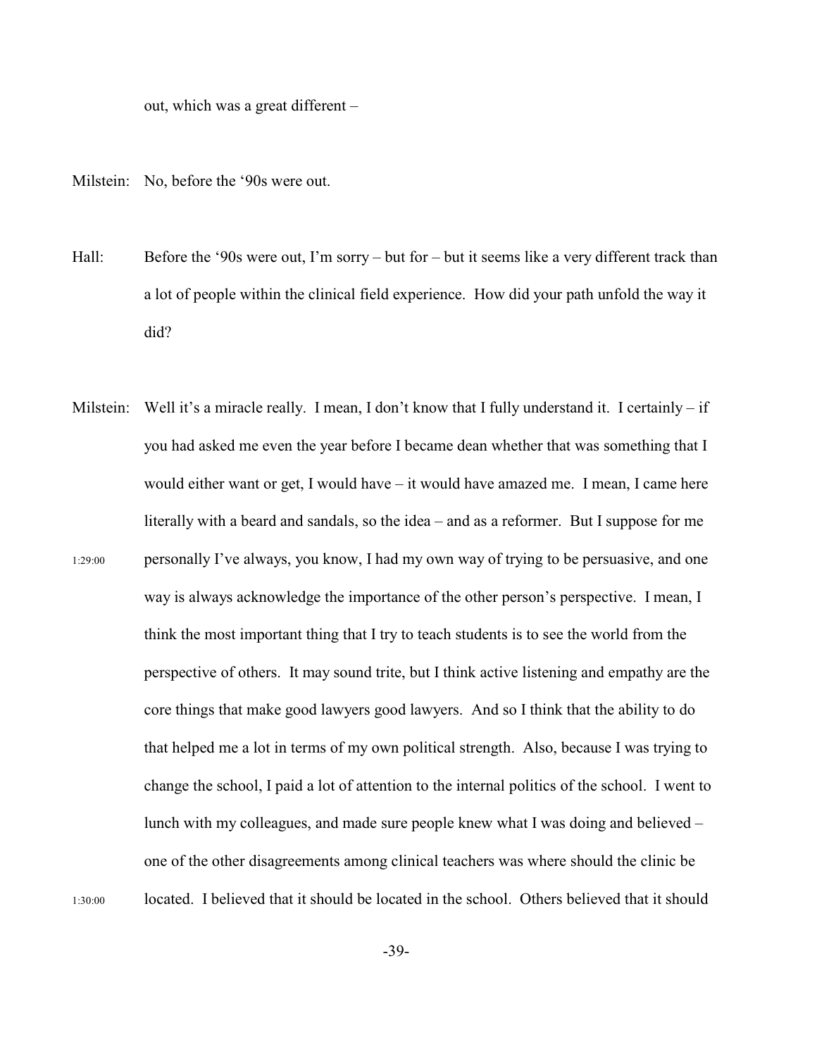out, which was a great different –

Milstein: No, before the '90s were out.

Hall: Before the '90s were out, I'm sorry – but for – but it seems like a very different track than a lot of people within the clinical field experience. How did your path unfold the way it did?

Milstein: Well it's a miracle really. I mean, I don't know that I fully understand it. I certainly – if you had asked me even the year before I became dean whether that was something that I would either want or get, I would have – it would have amazed me. I mean, I came here literally with a beard and sandals, so the idea – and as a reformer. But I suppose for me personally I've always, you know, I had my own way of trying to be persuasive, and one way is always acknowledge the importance of the other person's perspective. I mean, I think the most important thing that I try to teach students is to see the world from the perspective of others. It may sound trite, but I think active listening and empathy are the core things that make good lawyers good lawyers. And so I think that the ability to do that helped me a lot in terms of my own political strength. Also, because I was trying to change the school, I paid a lot of attention to the internal politics of the school. I went to lunch with my colleagues, and made sure people knew what I was doing and believed – one of the other disagreements among clinical teachers was where should the clinic be located. I believed that it should be located in the school. Others believed that it should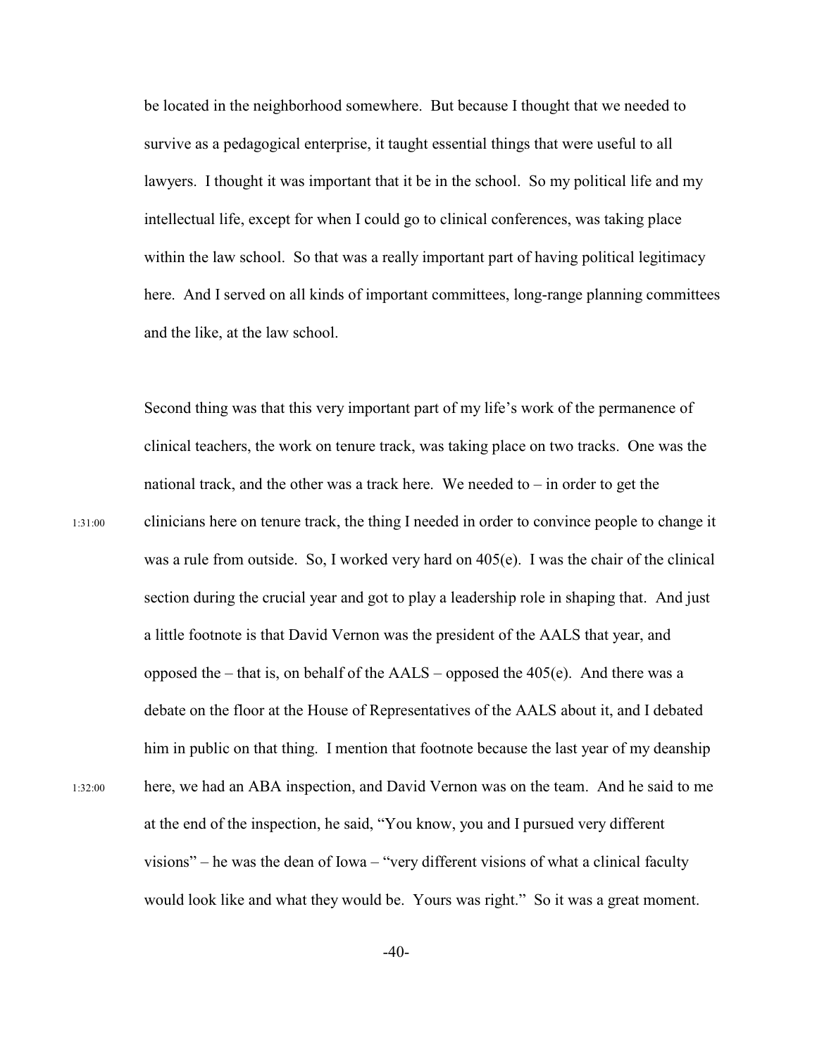be located in the neighborhood somewhere. But because I thought that we needed to survive as a pedagogical enterprise, it taught essential things that were useful to all lawyers. I thought it was important that it be in the school. So my political life and my intellectual life, except for when I could go to clinical conferences, was taking place within the law school. So that was a really important part of having political legitimacy here. And I served on all kinds of important committees, long-range planning committees and the like, at the law school.

Second thing was that this very important part of my life's work of the permanence of clinical teachers, the work on tenure track, was taking place on two tracks. One was the national track, and the other was a track here. We needed to – in order to get the clinicians here on tenure track, the thing I needed in order to convince people to change it was a rule from outside. So, I worked very hard on 405(e). I was the chair of the clinical section during the crucial year and got to play a leadership role in shaping that. And just a little footnote is that David Vernon was the president of the AALS that year, and opposed the – that is, on behalf of the AALS – opposed the 405(e). And there was a debate on the floor at the House of Representatives of the AALS about it, and I debated him in public on that thing. I mention that footnote because the last year of my deanship here, we had an ABA inspection, and David Vernon was on the team. And he said to me at the end of the inspection, he said, "You know, you and I pursued very different visions" – he was the dean of Iowa – "very different visions of what a clinical faculty would look like and what they would be. Yours was right." So it was a great moment.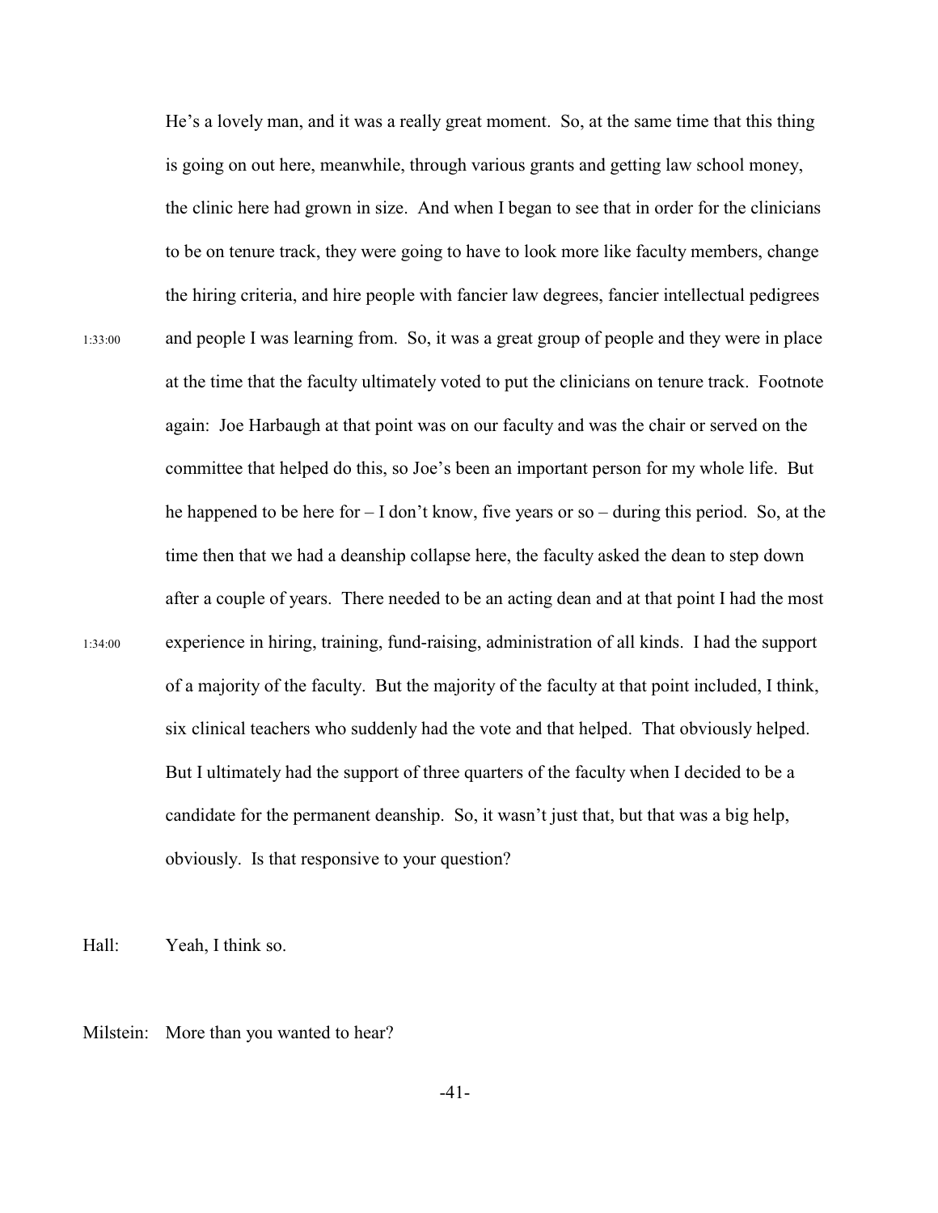He's a lovely man, and it was a really great moment. So, at the same time that this thing is going on out here, meanwhile, through various grants and getting law school money, the clinic here had grown in size. And when I began to see that in order for the clinicians to be on tenure track, they were going to have to look more like faculty members, change the hiring criteria, and hire people with fancier law degrees, fancier intellectual pedigrees and people I was learning from. So, it was a great group of people and they were in place at the time that the faculty ultimately voted to put the clinicians on tenure track. Footnote again: Joe Harbaugh at that point was on our faculty and was the chair or served on the committee that helped do this, so Joe's been an important person for my whole life. But he happened to be here for – I don't know, five years or so – during this period. So, at the time then that we had a deanship collapse here, the faculty asked the dean to step down after a couple of years. There needed to be an acting dean and at that point I had the most experience in hiring, training, fund-raising, administration of all kinds. I had the support of a majority of the faculty. But the majority of the faculty at that point included, I think, six clinical teachers who suddenly had the vote and that helped. That obviously helped. But I ultimately had the support of three quarters of the faculty when I decided to be a candidate for the permanent deanship. So, it wasn't just that, but that was a big help, obviously. Is that responsive to your question?

1:33:00

1:34:00

Hall: Yeah, I think so.

Milstein: More than you wanted to hear?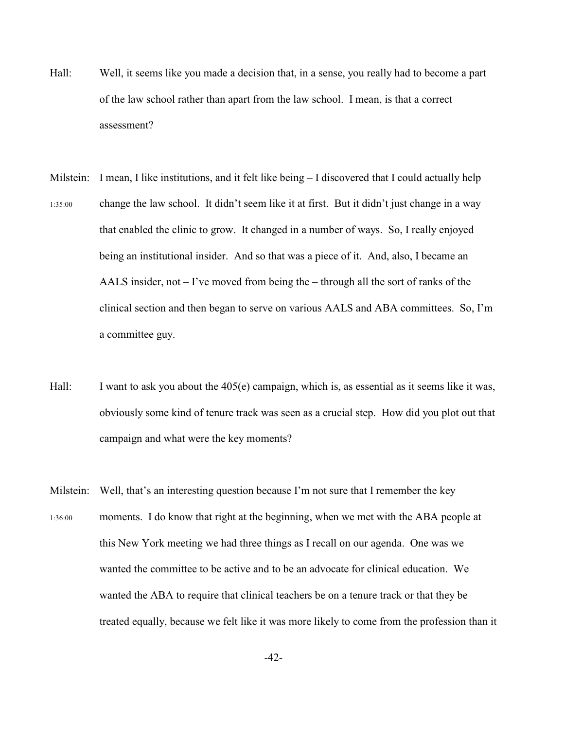Hall: Well, it seems like you made a decision that, in a sense, you really had to become a part of the law school rather than apart from the law school. I mean, is that a correct assessment?

Milstein: I mean, I like institutions, and it felt like being – I discovered that I could actually help change the law school. It didn't seem like it at first. But it didn't just change in a way that enabled the clinic to grow. It changed in a number of ways. So, I really enjoyed being an institutional insider. And so that was a piece of it. And, also, I became an AALS insider, not – I've moved from being the – through all the sort of ranks of the clinical section and then began to serve on various AALS and ABA committees. So, I'm a committee guy.

1:35:00

Hall: I want to ask you about the 405(e) campaign, which is, as essential as it seems like it was, obviously some kind of tenure track was seen as a crucial step. How did you plot out that campaign and what were the key moments?

Milstein: Well, that's an interesting question because I'm not sure that I remember the key moments. I do know that right at the beginning, when we met with the ABA people at this New York meeting we had three things as I recall on our agenda. One was we wanted the committee to be active and to be an advocate for clinical education. We wanted the ABA to require that clinical teachers be on a tenure track or that they be treated equally, because we felt like it was more likely to come from the profession than it

1:36:00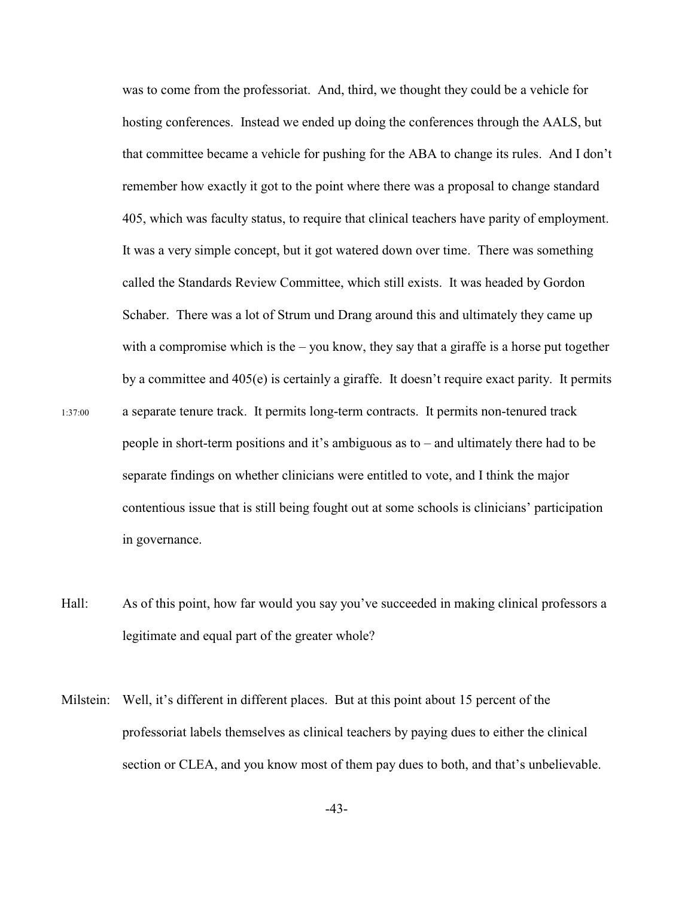was to come from the professoriat. And, third, we thought they could be a vehicle for hosting conferences. Instead we ended up doing the conferences through the AALS, but that committee became a vehicle for pushing for the ABA to change its rules. And I don't remember how exactly it got to the point where there was a proposal to change standard 405, which was faculty status, to require that clinical teachers have parity of employment. It was a very simple concept, but it got watered down over time. There was something called the Standards Review Committee, which still exists. It was headed by Gordon Schaber. There was a lot of Strum und Drang around this and ultimately they came up with a compromise which is the – you know, they say that a giraffe is a horse put together by a committee and 405(e) is certainly a giraffe. It doesn't require exact parity. It permits a separate tenure track. It permits long-term contracts. It permits non-tenured track people in short-term positions and it's ambiguous as to – and ultimately there had to be separate findings on whether clinicians were entitled to vote, and I think the major contentious issue that is still being fought out at some schools is clinicians' participation in governance.

1:37:00

Hall: As of this point, how far would you say you've succeeded in making clinical professors a legitimate and equal part of the greater whole?

Milstein: Well, it's different in different places. But at this point about 15 percent of the professoriat labels themselves as clinical teachers by paying dues to either the clinical section or CLEA, and you know most of them pay dues to both, and that's unbelievable.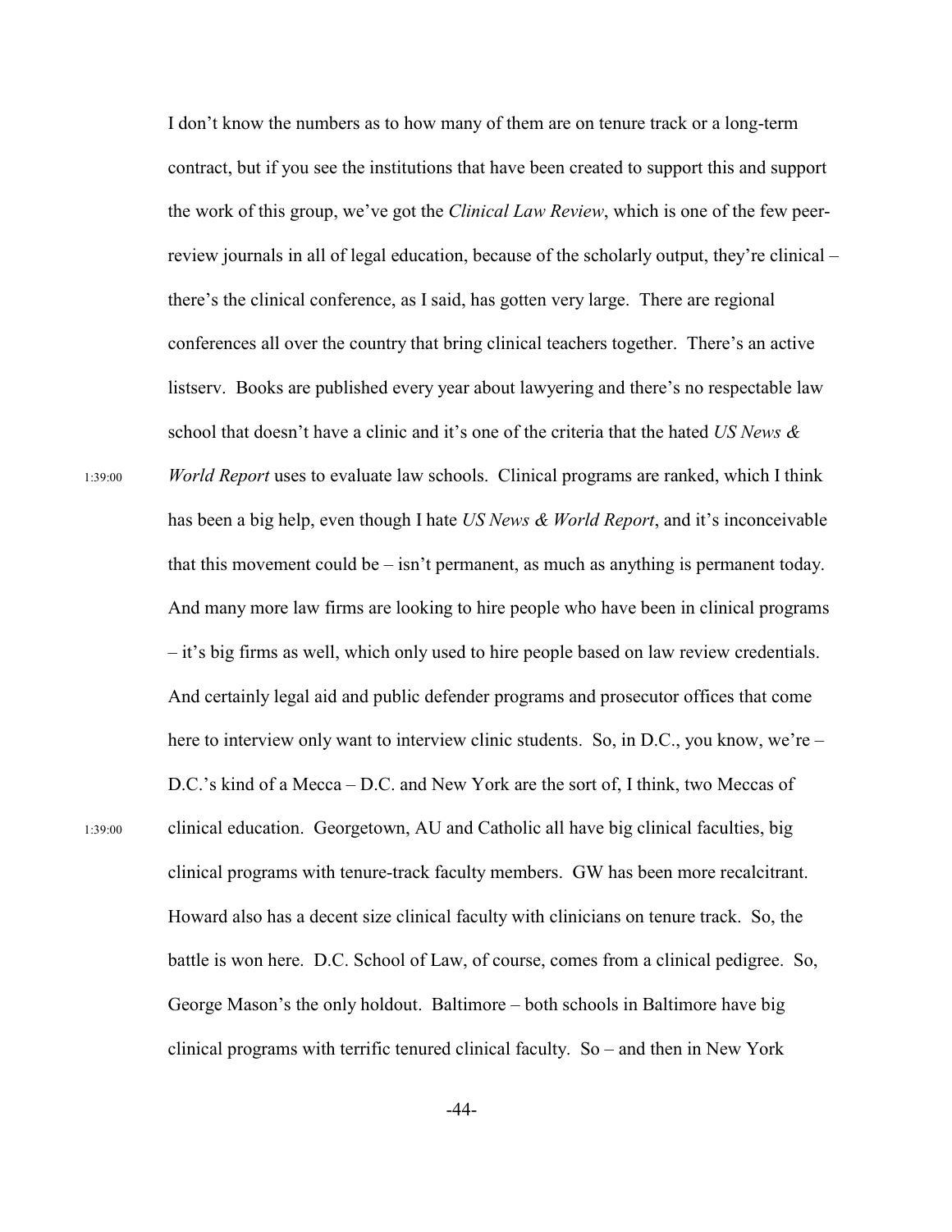I don't know the numbers as to how many of them are on tenure track or a long-term contract, but if you see the institutions that have been created to support this and support the work of this group, we've got the *Clinical Law Review*, which is one of the few peer-review journals in all of legal education, because of the scholarly output, they're clinical – there's the clinical conference, as I said, has gotten very large. There are regional conferences all over the country that bring clinical teachers together. There's an active listserv. Books are published every year about lawyering and there's no respectable law school that doesn't have a clinic and it's one of the criteria that the hated *US News & World Report* uses to evaluate law schools. Clinical programs are ranked, which I think has been a big help, even though I hate *US News & World Report*, and it's inconceivable that this movement could be – isn't permanent, as much as anything is permanent today. And many more law firms are looking to hire people who have been in clinical programs – it's big firms as well, which only used to hire people based on law review credentials. And certainly legal aid and public defender programs and prosecutor offices that come here to interview only want to interview clinic students. So, in D.C., you know, we're – D.C.'s kind of a Mecca – D.C. and New York are the sort of, I think, two Meccas of clinical education. Georgetown, AU and Catholic all have big clinical faculties, big clinical programs with tenure-track faculty members. GW has been more recalcitrant. Howard also has a decent size clinical faculty with clinicians on tenure track. So, the battle is won here. D.C. School of Law, of course, comes from a clinical pedigree. So, George Mason's the only holdout. Baltimore – both schools in Baltimore have big clinical programs with terrific tenured clinical faculty. So – and then in New York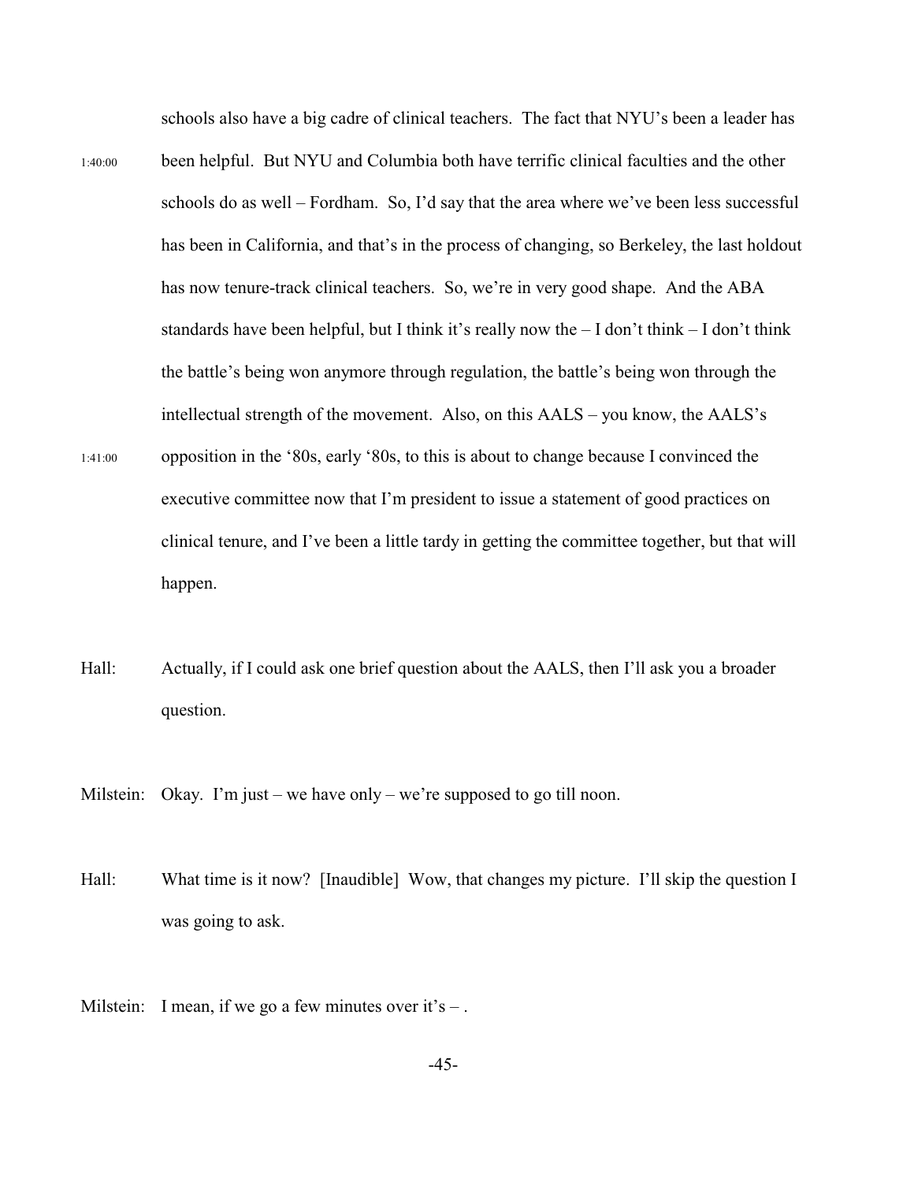schools also have a big cadre of clinical teachers. The fact that NYU's been a leader has

1:40:00 been helpful. But NYU and Columbia both have terrific clinical faculties and the other schools do as well – Fordham. So, I'd say that the area where we've been less successful has been in California, and that's in the process of changing, so Berkeley, the last holdout has now tenure-track clinical teachers. So, we're in very good shape. And the ABA standards have been helpful, but I think it's really now the – I don't think – I don't think the battle's being won anymore through regulation, the battle's being won through the intellectual strength of the movement. Also, on this AALS – you know, the AALS's

1:41:00 opposition in the '80s, early '80s, to this is about to change because I convinced the executive committee now that I'm president to issue a statement of good practices on clinical tenure, and I've been a little tardy in getting the committee together, but that will happen.

Hall: Actually, if I could ask one brief question about the AALS, then I'll ask you a broader question.

Milstein: Okay. I'm just – we have only – we're supposed to go till noon.

Hall: What time is it now? [Inaudible] Wow, that changes my picture. I'll skip the question I was going to ask.

Milstein: I mean, if we go a few minutes over it's – .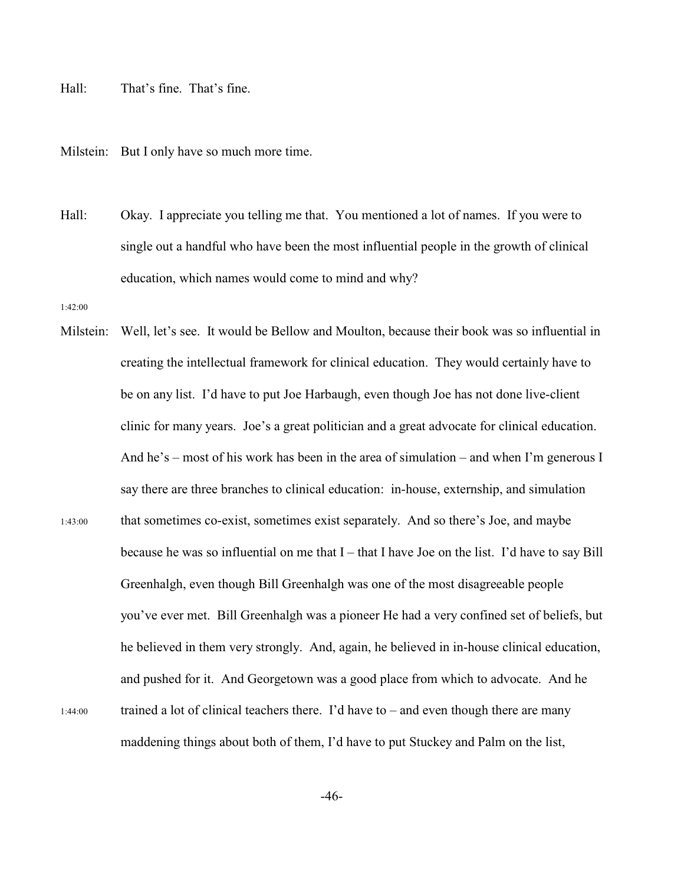Hall: That's fine. That's fine.

Milstein: But I only have so much more time.

Hall: Okay. I appreciate you telling me that. You mentioned a lot of names. If you were to single out a handful who have been the most influential people in the growth of clinical education, which names would come to mind and why?

1:42:00

Milstein: Well, let's see. It would be Bellow and Moulton, because their book was so influential in creating the intellectual framework for clinical education. They would certainly have to be on any list. I'd have to put Joe Harbaugh, even though Joe has not done live-client clinic for many years. Joe's a great politician and a great advocate for clinical education. And he's – most of his work has been in the area of simulation – and when I'm generous I say there are three branches to clinical education: in-house, externship, and simulation

1:43:00

that sometimes co-exist, sometimes exist separately. And so there's Joe, and maybe because he was so influential on me that I – that I have Joe on the list. I'd have to say Bill Greenhalgh, even though Bill Greenhalgh was one of the most disagreeable people you've ever met. Bill Greenhalgh was a pioneer He had a very confined set of beliefs, but he believed in them very strongly. And, again, he believed in in-house clinical education, and pushed for it. And Georgetown was a good place from which to advocate. And he

1:44:00

trained a lot of clinical teachers there. I'd have to – and even though there are many maddening things about both of them, I'd have to put Stuckey and Palm on the list,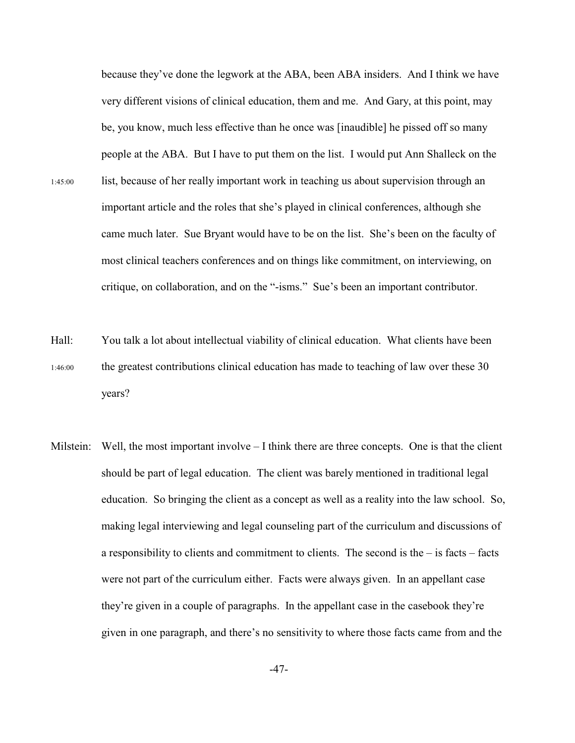because they've done the legwork at the ABA, been ABA insiders. And I think we have very different visions of clinical education, them and me. And Gary, at this point, may be, you know, much less effective than he once was [inaudible] he pissed off so many people at the ABA. But I have to put them on the list. I would put Ann Shalleck on the list, because of her really important work in teaching us about supervision through an important article and the roles that she's played in clinical conferences, although she came much later. Sue Bryant would have to be on the list. She's been on the faculty of most clinical teachers conferences and on things like commitment, on interviewing, on critique, on collaboration, and on the "-isms." Sue's been an important contributor.

Hall: You talk a lot about intellectual viability of clinical education. What clients have been the greatest contributions clinical education has made to teaching of law over these 30 years?

Milstein: Well, the most important involve – I think there are three concepts. One is that the client should be part of legal education. The client was barely mentioned in traditional legal education. So bringing the client as a concept as well as a reality into the law school. So, making legal interviewing and legal counseling part of the curriculum and discussions of a responsibility to clients and commitment to clients. The second is the – is facts – facts were not part of the curriculum either. Facts were always given. In an appellant case they're given in a couple of paragraphs. In the appellant case in the casebook they're given in one paragraph, and there's no sensitivity to where those facts came from and the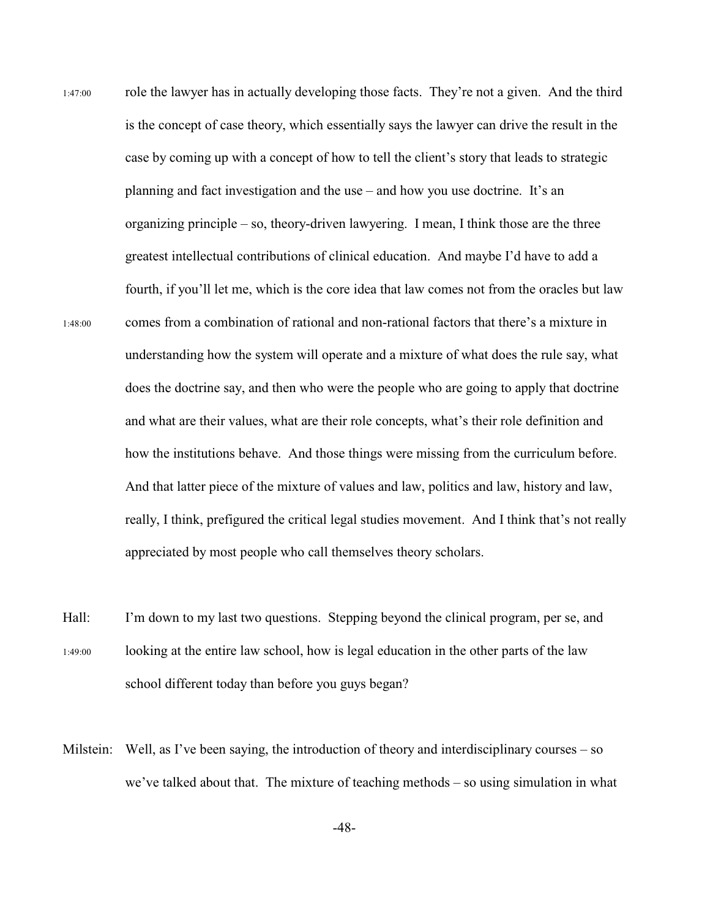1:47:00 role the lawyer has in actually developing those facts. They're not a given. And the third is the concept of case theory, which essentially says the lawyer can drive the result in the case by coming up with a concept of how to tell the client's story that leads to strategic planning and fact investigation and the use – and how you use doctrine. It's an organizing principle – so, theory-driven lawyering. I mean, I think those are the three greatest intellectual contributions of clinical education. And maybe I'd have to add a fourth, if you'll let me, which is the core idea that law comes not from the oracles but law

1:48:00 comes from a combination of rational and non-rational factors that there's a mixture in understanding how the system will operate and a mixture of what does the rule say, what does the doctrine say, and then who were the people who are going to apply that doctrine and what are their values, what are their role concepts, what's their role definition and how the institutions behave. And those things were missing from the curriculum before. And that latter piece of the mixture of values and law, politics and law, history and law, really, I think, prefigured the critical legal studies movement. And I think that's not really appreciated by most people who call themselves theory scholars.

Hall: I'm down to my last two questions. Stepping beyond the clinical program, per se, and

1:49:00 looking at the entire law school, how is legal education in the other parts of the law school different today than before you guys began?

Milstein: Well, as I've been saying, the introduction of theory and interdisciplinary courses – so we've talked about that. The mixture of teaching methods – so using simulation in what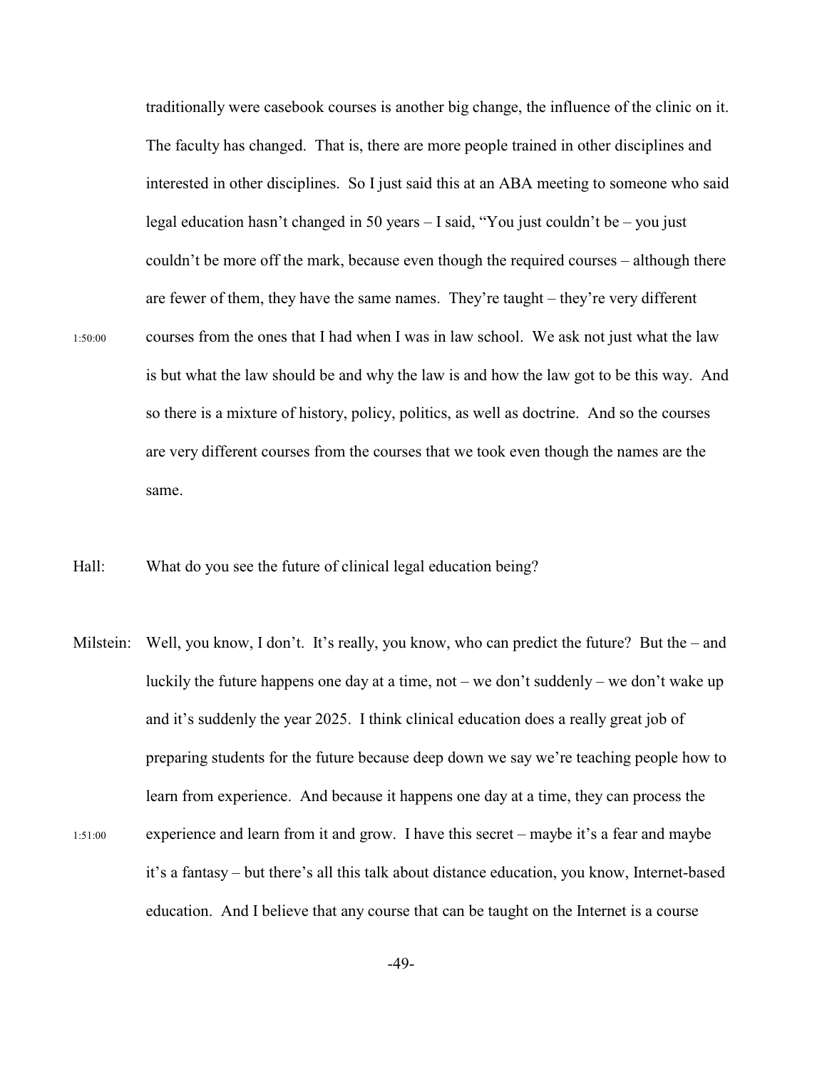traditionally were casebook courses is another big change, the influence of the clinic on it. The faculty has changed. That is, there are more people trained in other disciplines and interested in other disciplines. So I just said this at an ABA meeting to someone who said legal education hasn't changed in 50 years – I said, "You just couldn't be – you just couldn't be more off the mark, because even though the required courses – although there are fewer of them, they have the same names. They're taught – they're very different courses from the ones that I had when I was in law school. We ask not just what the law is but what the law should be and why the law is and how the law got to be this way. And so there is a mixture of history, policy, politics, as well as doctrine. And so the courses are very different courses from the courses that we took even though the names are the same.

1:50:00

Hall: What do you see the future of clinical legal education being?

Milstein: Well, you know, I don't. It's really, you know, who can predict the future? But the – and luckily the future happens one day at a time, not – we don't suddenly – we don't wake up and it's suddenly the year 2025. I think clinical education does a really great job of preparing students for the future because deep down we say we're teaching people how to learn from experience. And because it happens one day at a time, they can process the experience and learn from it and grow. I have this secret – maybe it's a fear and maybe it's a fantasy – but there's all this talk about distance education, you know, Internet-based education. And I believe that any course that can be taught on the Internet is a course

1:51:00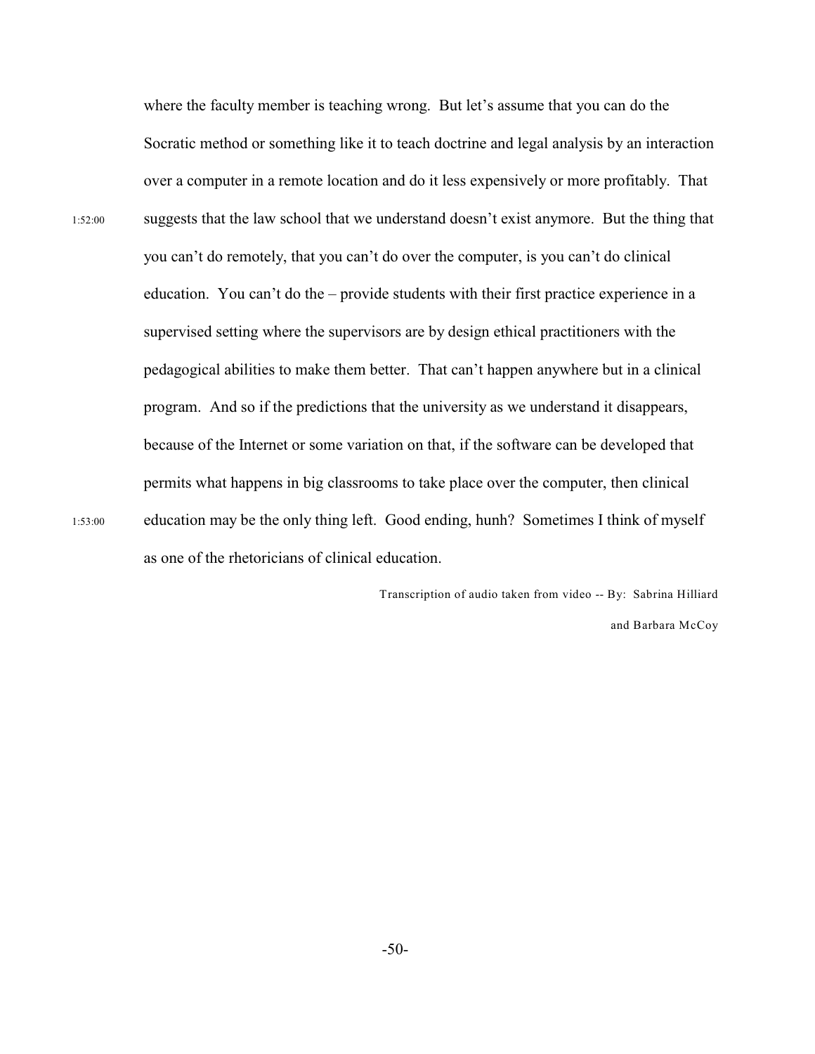where the faculty member is teaching wrong. But let's assume that you can do the Socratic method or something like it to teach doctrine and legal analysis by an interaction over a computer in a remote location and do it less expensively or more profitably. That

1:52:00 suggests that the law school that we understand doesn't exist anymore. But the thing that you can't do remotely, that you can't do over the computer, is you can't do clinical education. You can't do the – provide students with their first practice experience in a supervised setting where the supervisors are by design ethical practitioners with the pedagogical abilities to make them better. That can't happen anywhere but in a clinical program. And so if the predictions that the university as we understand it disappears, because of the Internet or some variation on that, if the software can be developed that permits what happens in big classrooms to take place over the computer, then clinical

1:53:00 education may be the only thing left. Good ending, hunh? Sometimes I think of myself as one of the rhetoricians of clinical education.

Transcription of audio taken from video -- By: Sabrina Hilliard and Barbara McCoy